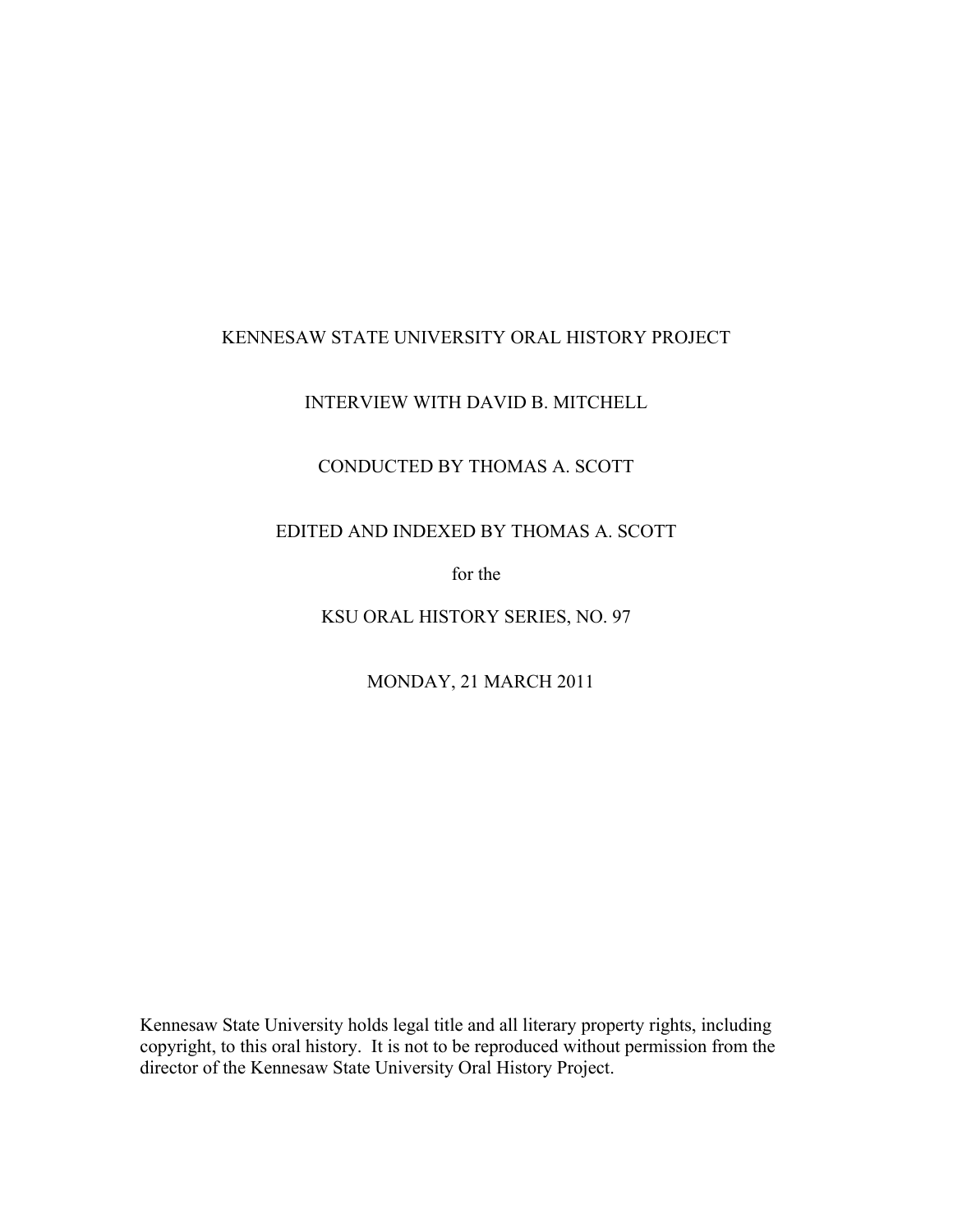KENNESAW STATE UNIVERSITY ORAL HISTORY PROJECT

INTERVIEW WITH DAVID B. MITCHELL

CONDUCTED BY THOMAS A. SCOTT

EDITED AND INDEXED BY THOMAS A. SCOTT

for the

KSU ORAL HISTORY SERIES, NO. 97

MONDAY, 21 MARCH 2011

Kennesaw State University holds legal title and all literary property rights, including copyright, to this oral history. It is not to be reproduced without permission from the director of the Kennesaw State University Oral History Project.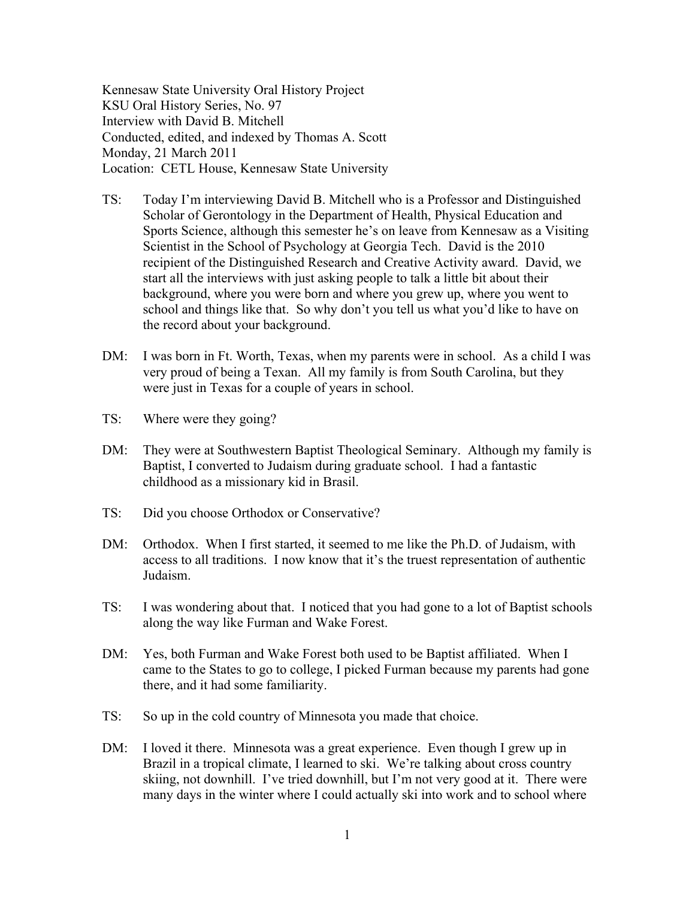Kennesaw State University Oral History Project
KSU Oral History Series, No. 97
Interview with David B. Mitchell
Conducted, edited, and indexed by Thomas A. Scott
Monday, 21 March 2011
Location: CETL House, Kennesaw State University

TS: Today I'm interviewing David B. Mitchell who is a Professor and Distinguished Scholar of Gerontology in the Department of Health, Physical Education and Sports Science, although this semester he's on leave from Kennesaw as a Visiting Scientist in the School of Psychology at Georgia Tech. David is the 2010 recipient of the Distinguished Research and Creative Activity award. David, we start all the interviews with just asking people to talk a little bit about their background, where you were born and where you grew up, where you went to school and things like that. So why don't you tell us what you'd like to have on the record about your background.

DM: I was born in Ft. Worth, Texas, when my parents were in school. As a child I was very proud of being a Texan. All my family is from South Carolina, but they were just in Texas for a couple of years in school.

TS: Where were they going?

DM: They were at Southwestern Baptist Theological Seminary. Although my family is Baptist, I converted to Judaism during graduate school. I had a fantastic childhood as a missionary kid in Brasil.

TS: Did you choose Orthodox or Conservative?

DM: Orthodox. When I first started, it seemed to me like the Ph.D. of Judaism, with access to all traditions. I now know that it's the truest representation of authentic Judaism.

TS: I was wondering about that. I noticed that you had gone to a lot of Baptist schools along the way like Furman and Wake Forest.

DM: Yes, both Furman and Wake Forest both used to be Baptist affiliated. When I came to the States to go to college, I picked Furman because my parents had gone there, and it had some familiarity.

TS: So up in the cold country of Minnesota you made that choice.

DM: I loved it there. Minnesota was a great experience. Even though I grew up in Brazil in a tropical climate, I learned to ski. We're talking about cross country skiing, not downhill. I've tried downhill, but I'm not very good at it. There were many days in the winter where I could actually ski into work and to school where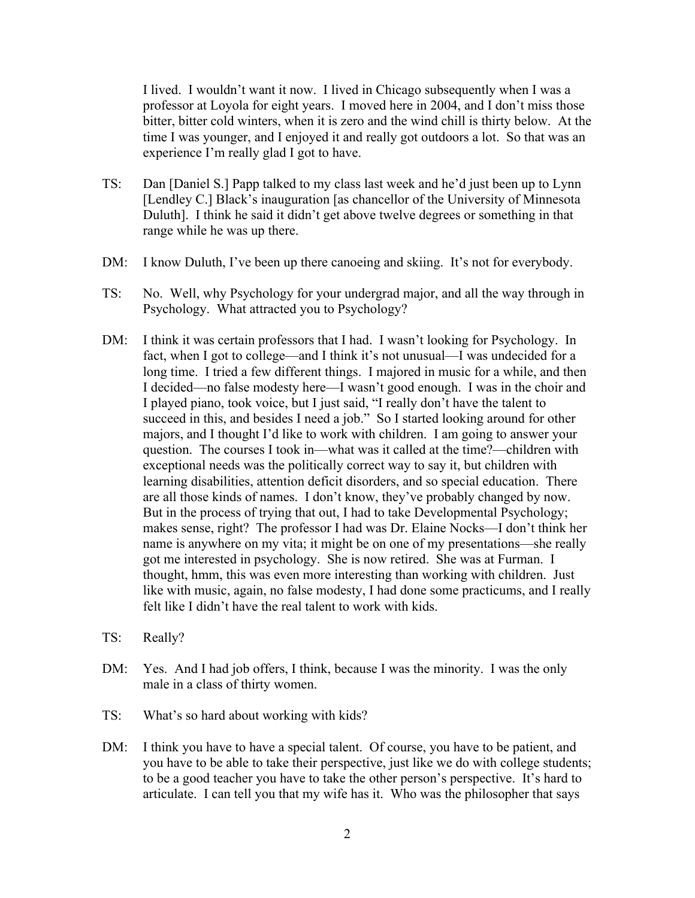I lived. I wouldn't want it now. I lived in Chicago subsequently when I was a professor at Loyola for eight years. I moved here in 2004, and I don't miss those bitter, bitter cold winters, when it is zero and the wind chill is thirty below. At the time I was younger, and I enjoyed it and really got outdoors a lot. So that was an experience I'm really glad I got to have.

TS: Dan [Daniel S.] Papp talked to my class last week and he'd just been up to Lynn [Lendley C.] Black's inauguration [as chancellor of the University of Minnesota Duluth]. I think he said it didn't get above twelve degrees or something in that range while he was up there.

DM: I know Duluth, I've been up there canoeing and skiing. It's not for everybody.

TS: No. Well, why Psychology for your undergrad major, and all the way through in Psychology. What attracted you to Psychology?

DM: I think it was certain professors that I had. I wasn't looking for Psychology. In fact, when I got to college—and I think it's not unusual—I was undecided for a long time. I tried a few different things. I majored in music for a while, and then I decided—no false modesty here—I wasn't good enough. I was in the choir and I played piano, took voice, but I just said, "I really don't have the talent to succeed in this, and besides I need a job." So I started looking around for other majors, and I thought I'd like to work with children. I am going to answer your question. The courses I took in—what was it called at the time?—children with exceptional needs was the politically correct way to say it, but children with learning disabilities, attention deficit disorders, and so special education. There are all those kinds of names. I don't know, they've probably changed by now. But in the process of trying that out, I had to take Developmental Psychology; makes sense, right? The professor I had was Dr. Elaine Nocks—I don't think her name is anywhere on my vita; it might be on one of my presentations—she really got me interested in psychology. She is now retired. She was at Furman. I thought, hmm, this was even more interesting than working with children. Just like with music, again, no false modesty, I had done some practicums, and I really felt like I didn't have the real talent to work with kids.

TS: Really?

DM: Yes. And I had job offers, I think, because I was the minority. I was the only male in a class of thirty women.

TS: What's so hard about working with kids?

DM: I think you have to have a special talent. Of course, you have to be patient, and you have to be able to take their perspective, just like we do with college students; to be a good teacher you have to take the other person's perspective. It's hard to articulate. I can tell you that my wife has it. Who was the philosopher that says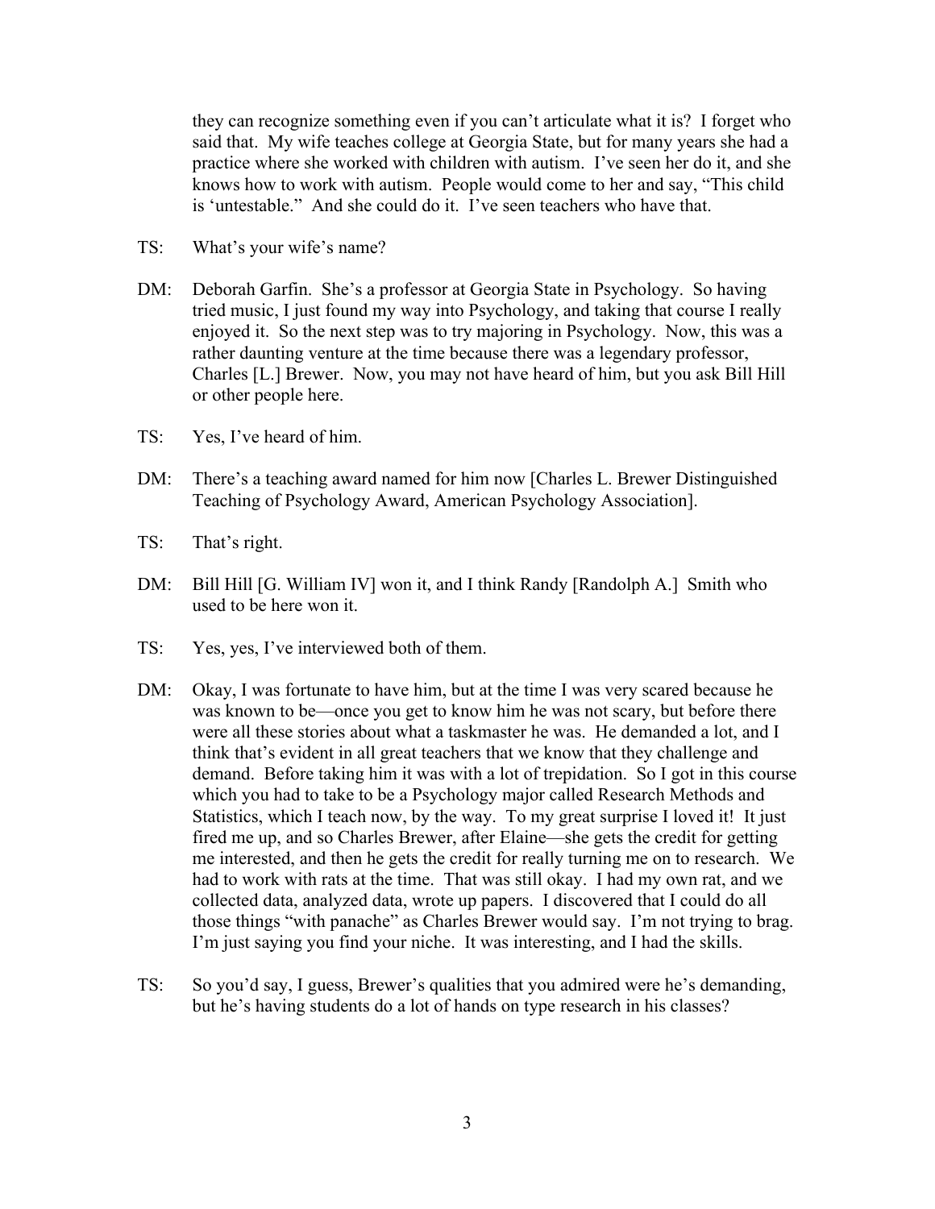they can recognize something even if you can't articulate what it is? I forget who said that. My wife teaches college at Georgia State, but for many years she had a practice where she worked with children with autism. I've seen her do it, and she knows how to work with autism. People would come to her and say, "This child is 'untestable." And she could do it. I've seen teachers who have that.

TS: What's your wife's name?

DM: Deborah Garfin. She's a professor at Georgia State in Psychology. So having tried music, I just found my way into Psychology, and taking that course I really enjoyed it. So the next step was to try majoring in Psychology. Now, this was a rather daunting venture at the time because there was a legendary professor, Charles [L.] Brewer. Now, you may not have heard of him, but you ask Bill Hill or other people here.

TS: Yes, I've heard of him.

DM: There's a teaching award named for him now [Charles L. Brewer Distinguished Teaching of Psychology Award, American Psychology Association].

TS: That's right.

DM: Bill Hill [G. William IV] won it, and I think Randy [Randolph A.] Smith who used to be here won it.

TS: Yes, yes, I've interviewed both of them.

DM: Okay, I was fortunate to have him, but at the time I was very scared because he was known to be—once you get to know him he was not scary, but before there were all these stories about what a taskmaster he was. He demanded a lot, and I think that's evident in all great teachers that we know that they challenge and demand. Before taking him it was with a lot of trepidation. So I got in this course which you had to take to be a Psychology major called Research Methods and Statistics, which I teach now, by the way. To my great surprise I loved it! It just fired me up, and so Charles Brewer, after Elaine—she gets the credit for getting me interested, and then he gets the credit for really turning me on to research. We had to work with rats at the time. That was still okay. I had my own rat, and we collected data, analyzed data, wrote up papers. I discovered that I could do all those things "with panache" as Charles Brewer would say. I'm not trying to brag. I'm just saying you find your niche. It was interesting, and I had the skills.

TS: So you'd say, I guess, Brewer's qualities that you admired were he's demanding, but he's having students do a lot of hands on type research in his classes?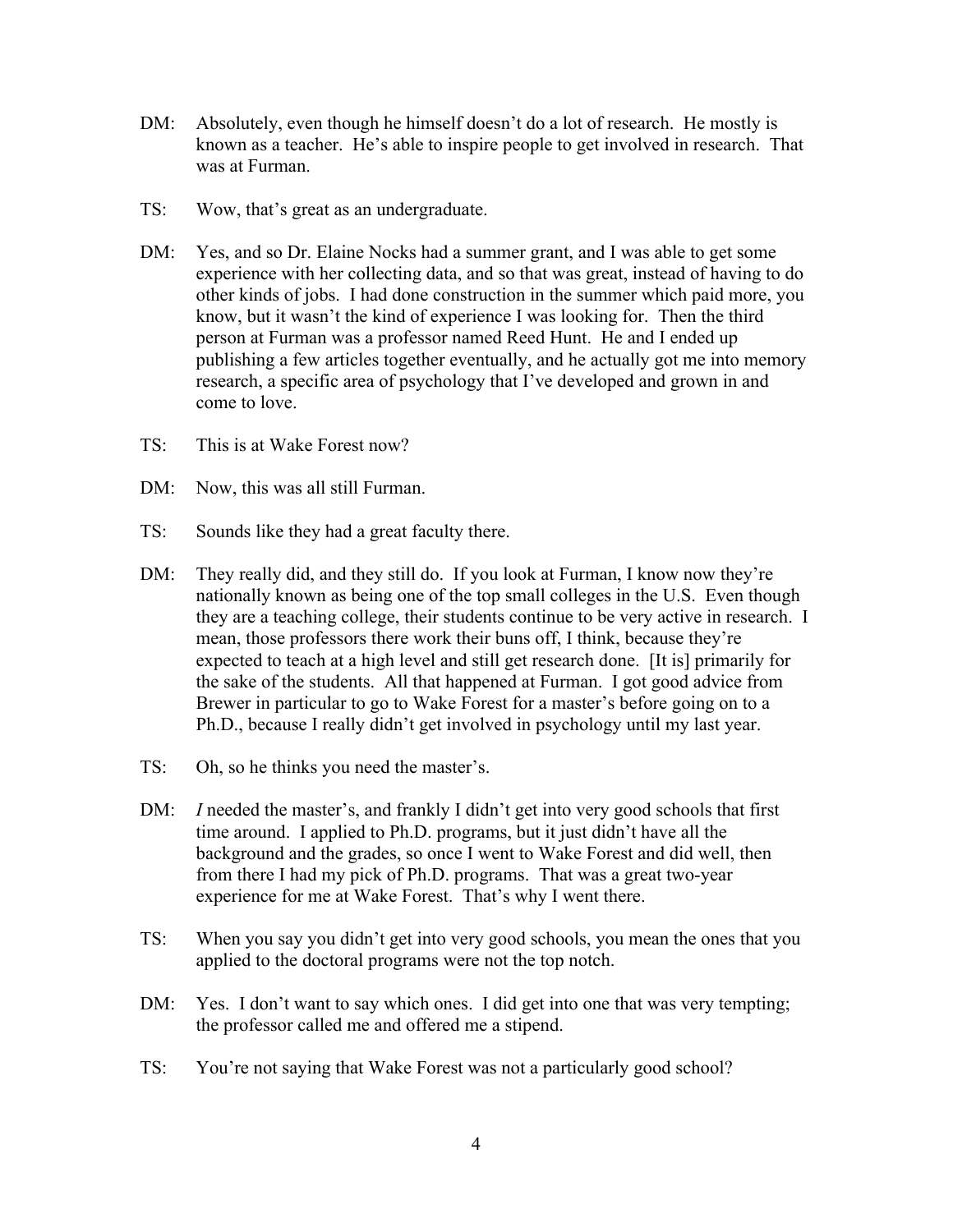DM: Absolutely, even though he himself doesn't do a lot of research. He mostly is known as a teacher. He's able to inspire people to get involved in research. That was at Furman.

TS: Wow, that's great as an undergraduate.

DM: Yes, and so Dr. Elaine Nocks had a summer grant, and I was able to get some experience with her collecting data, and so that was great, instead of having to do other kinds of jobs. I had done construction in the summer which paid more, you know, but it wasn't the kind of experience I was looking for. Then the third person at Furman was a professor named Reed Hunt. He and I ended up publishing a few articles together eventually, and he actually got me into memory research, a specific area of psychology that I've developed and grown in and come to love.

TS: This is at Wake Forest now?

DM: Now, this was all still Furman.

TS: Sounds like they had a great faculty there.

DM: They really did, and they still do. If you look at Furman, I know now they're nationally known as being one of the top small colleges in the U.S. Even though they are a teaching college, their students continue to be very active in research. I mean, those professors there work their buns off, I think, because they're expected to teach at a high level and still get research done. [It is] primarily for the sake of the students. All that happened at Furman. I got good advice from Brewer in particular to go to Wake Forest for a master's before going on to a Ph.D., because I really didn't get involved in psychology until my last year.

TS: Oh, so he thinks you need the master's.

DM: *I* needed the master's, and frankly I didn't get into very good schools that first time around. I applied to Ph.D. programs, but it just didn't have all the background and the grades, so once I went to Wake Forest and did well, then from there I had my pick of Ph.D. programs. That was a great two-year experience for me at Wake Forest. That's why I went there.

TS: When you say you didn't get into very good schools, you mean the ones that you applied to the doctoral programs were not the top notch.

DM: Yes. I don't want to say which ones. I did get into one that was very tempting; the professor called me and offered me a stipend.

TS: You're not saying that Wake Forest was not a particularly good school?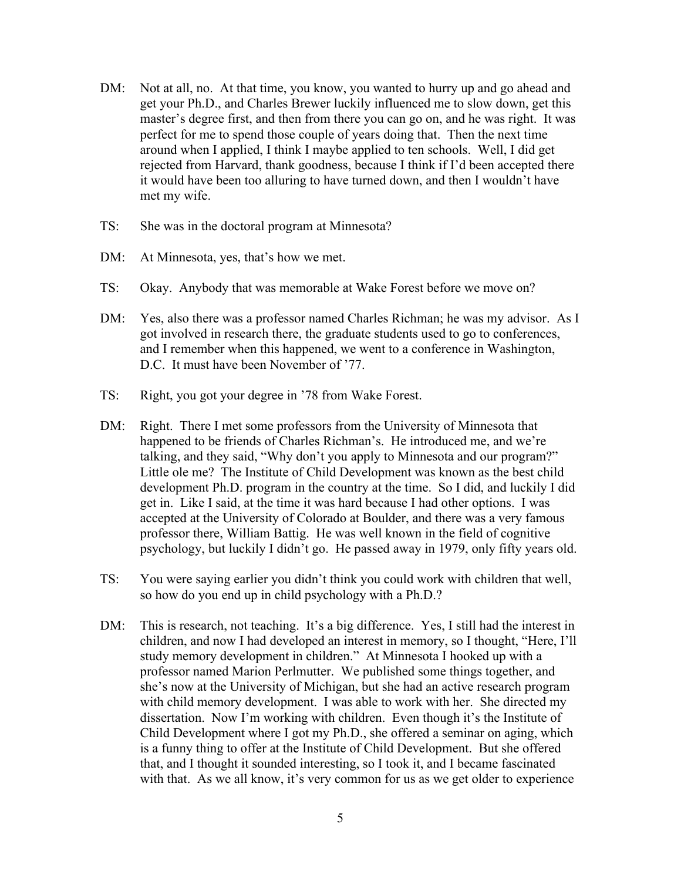DM: Not at all, no. At that time, you know, you wanted to hurry up and go ahead and get your Ph.D., and Charles Brewer luckily influenced me to slow down, get this master's degree first, and then from there you can go on, and he was right. It was perfect for me to spend those couple of years doing that. Then the next time around when I applied, I think I maybe applied to ten schools. Well, I did get rejected from Harvard, thank goodness, because I think if I'd been accepted there it would have been too alluring to have turned down, and then I wouldn't have met my wife.

TS: She was in the doctoral program at Minnesota?

DM: At Minnesota, yes, that's how we met.

TS: Okay. Anybody that was memorable at Wake Forest before we move on?

DM: Yes, also there was a professor named Charles Richman; he was my advisor. As I got involved in research there, the graduate students used to go to conferences, and I remember when this happened, we went to a conference in Washington, D.C. It must have been November of '77.

TS: Right, you got your degree in '78 from Wake Forest.

DM: Right. There I met some professors from the University of Minnesota that happened to be friends of Charles Richman's. He introduced me, and we're talking, and they said, "Why don't you apply to Minnesota and our program?" Little ole me? The Institute of Child Development was known as the best child development Ph.D. program in the country at the time. So I did, and luckily I did get in. Like I said, at the time it was hard because I had other options. I was accepted at the University of Colorado at Boulder, and there was a very famous professor there, William Battig. He was well known in the field of cognitive psychology, but luckily I didn't go. He passed away in 1979, only fifty years old.

TS: You were saying earlier you didn't think you could work with children that well, so how do you end up in child psychology with a Ph.D.?

DM: This is research, not teaching. It's a big difference. Yes, I still had the interest in children, and now I had developed an interest in memory, so I thought, "Here, I'll study memory development in children." At Minnesota I hooked up with a professor named Marion Perlmutter. We published some things together, and she's now at the University of Michigan, but she had an active research program with child memory development. I was able to work with her. She directed my dissertation. Now I'm working with children. Even though it's the Institute of Child Development where I got my Ph.D., she offered a seminar on aging, which is a funny thing to offer at the Institute of Child Development. But she offered that, and I thought it sounded interesting, so I took it, and I became fascinated with that. As we all know, it's very common for us as we get older to experience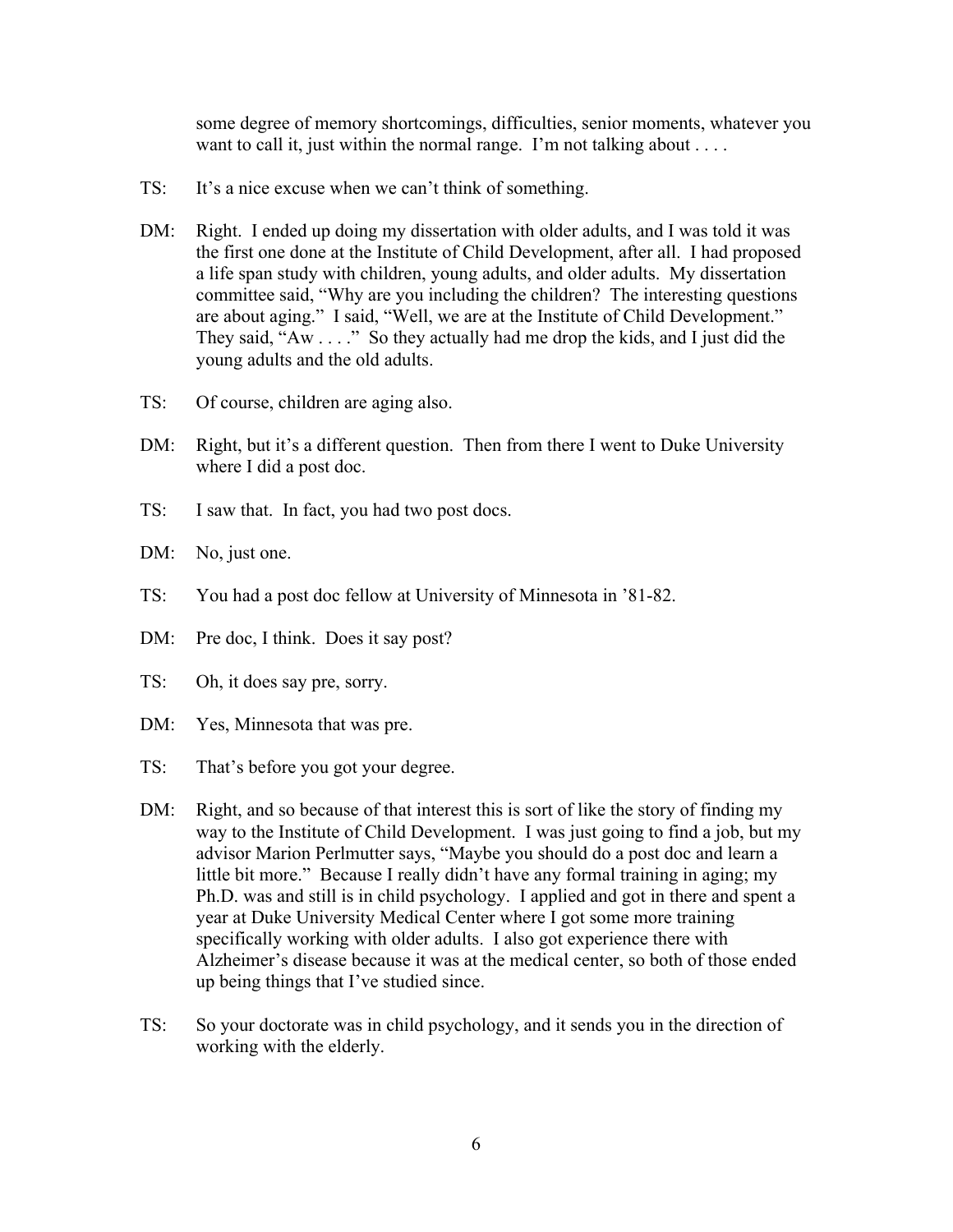some degree of memory shortcomings, difficulties, senior moments, whatever you want to call it, just within the normal range. I'm not talking about . . . .

TS: It's a nice excuse when we can't think of something.

DM: Right. I ended up doing my dissertation with older adults, and I was told it was the first one done at the Institute of Child Development, after all. I had proposed a life span study with children, young adults, and older adults. My dissertation committee said, "Why are you including the children? The interesting questions are about aging." I said, "Well, we are at the Institute of Child Development." They said, "Aw . . . ." So they actually had me drop the kids, and I just did the young adults and the old adults.

TS: Of course, children are aging also.

DM: Right, but it's a different question. Then from there I went to Duke University where I did a post doc.

TS: I saw that. In fact, you had two post docs.

DM: No, just one.

TS: You had a post doc fellow at University of Minnesota in '81-82.

DM: Pre doc, I think. Does it say post?

TS: Oh, it does say pre, sorry.

DM: Yes, Minnesota that was pre.

TS: That's before you got your degree.

DM: Right, and so because of that interest this is sort of like the story of finding my way to the Institute of Child Development. I was just going to find a job, but my advisor Marion Perlmutter says, "Maybe you should do a post doc and learn a little bit more." Because I really didn't have any formal training in aging; my Ph.D. was and still is in child psychology. I applied and got in there and spent a year at Duke University Medical Center where I got some more training specifically working with older adults. I also got experience there with Alzheimer's disease because it was at the medical center, so both of those ended up being things that I've studied since.

TS: So your doctorate was in child psychology, and it sends you in the direction of working with the elderly.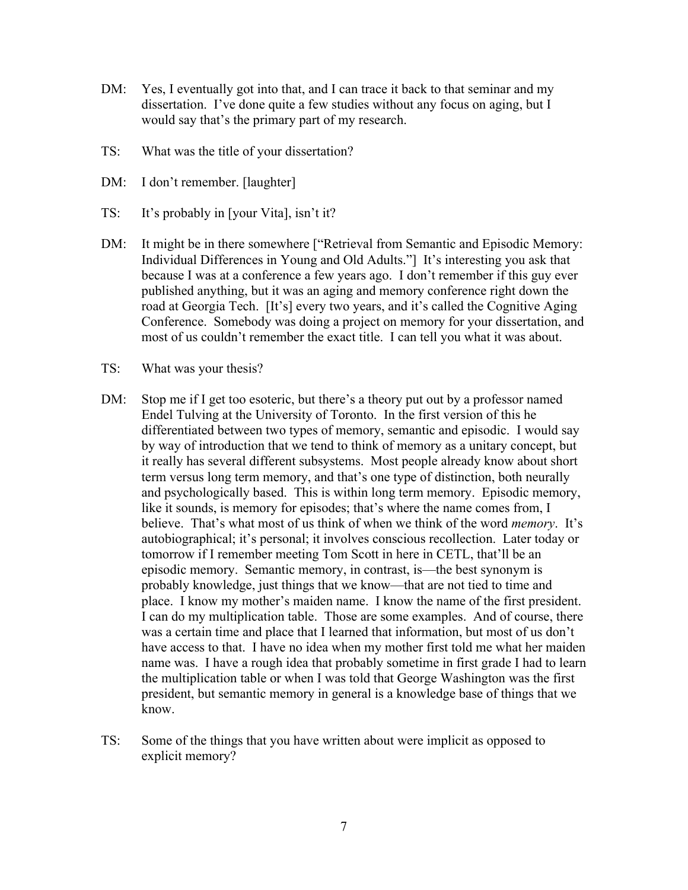DM: Yes, I eventually got into that, and I can trace it back to that seminar and my dissertation. I've done quite a few studies without any focus on aging, but I would say that's the primary part of my research.

TS: What was the title of your dissertation?

DM: I don't remember. [laughter]

TS: It's probably in [your Vita], isn't it?

DM: It might be in there somewhere ["Retrieval from Semantic and Episodic Memory: Individual Differences in Young and Old Adults."] It's interesting you ask that because I was at a conference a few years ago. I don't remember if this guy ever published anything, but it was an aging and memory conference right down the road at Georgia Tech. [It's] every two years, and it's called the Cognitive Aging Conference. Somebody was doing a project on memory for your dissertation, and most of us couldn't remember the exact title. I can tell you what it was about.

TS: What was your thesis?

DM: Stop me if I get too esoteric, but there's a theory put out by a professor named Endel Tulving at the University of Toronto. In the first version of this he differentiated between two types of memory, semantic and episodic. I would say by way of introduction that we tend to think of memory as a unitary concept, but it really has several different subsystems. Most people already know about short term versus long term memory, and that's one type of distinction, both neurally and psychologically based. This is within long term memory. Episodic memory, like it sounds, is memory for episodes; that's where the name comes from, I believe. That's what most of us think of when we think of the word *memory*. It's autobiographical; it's personal; it involves conscious recollection. Later today or tomorrow if I remember meeting Tom Scott in here in CETL, that'll be an episodic memory. Semantic memory, in contrast, is—the best synonym is probably knowledge, just things that we know—that are not tied to time and place. I know my mother's maiden name. I know the name of the first president. I can do my multiplication table. Those are some examples. And of course, there was a certain time and place that I learned that information, but most of us don't have access to that. I have no idea when my mother first told me what her maiden name was. I have a rough idea that probably sometime in first grade I had to learn the multiplication table or when I was told that George Washington was the first president, but semantic memory in general is a knowledge base of things that we know.

TS: Some of the things that you have written about were implicit as opposed to explicit memory?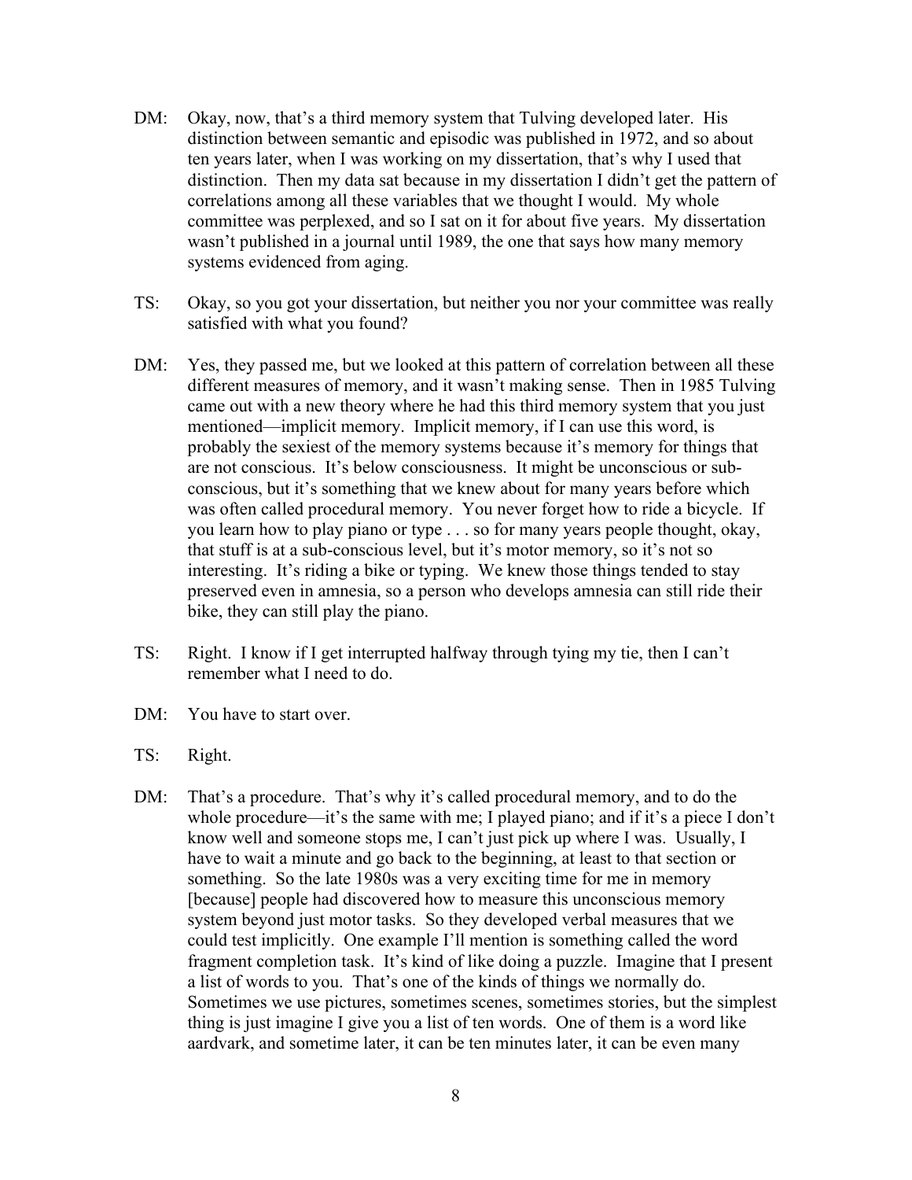DM: Okay, now, that's a third memory system that Tulving developed later. His distinction between semantic and episodic was published in 1972, and so about ten years later, when I was working on my dissertation, that's why I used that distinction. Then my data sat because in my dissertation I didn't get the pattern of correlations among all these variables that we thought I would. My whole committee was perplexed, and so I sat on it for about five years. My dissertation wasn't published in a journal until 1989, the one that says how many memory systems evidenced from aging.

TS: Okay, so you got your dissertation, but neither you nor your committee was really satisfied with what you found?

DM: Yes, they passed me, but we looked at this pattern of correlation between all these different measures of memory, and it wasn't making sense. Then in 1985 Tulving came out with a new theory where he had this third memory system that you just mentioned—implicit memory. Implicit memory, if I can use this word, is probably the sexiest of the memory systems because it's memory for things that are not conscious. It's below consciousness. It might be unconscious or sub-conscious, but it's something that we knew about for many years before which was often called procedural memory. You never forget how to ride a bicycle. If you learn how to play piano or type . . . so for many years people thought, okay, that stuff is at a sub-conscious level, but it's motor memory, so it's not so interesting. It's riding a bike or typing. We knew those things tended to stay preserved even in amnesia, so a person who develops amnesia can still ride their bike, they can still play the piano.

TS: Right. I know if I get interrupted halfway through tying my tie, then I can't remember what I need to do.

DM: You have to start over.

TS: Right.

DM: That's a procedure. That's why it's called procedural memory, and to do the whole procedure—it's the same with me; I played piano; and if it's a piece I don't know well and someone stops me, I can't just pick up where I was. Usually, I have to wait a minute and go back to the beginning, at least to that section or something. So the late 1980s was a very exciting time for me in memory [because] people had discovered how to measure this unconscious memory system beyond just motor tasks. So they developed verbal measures that we could test implicitly. One example I'll mention is something called the word fragment completion task. It's kind of like doing a puzzle. Imagine that I present a list of words to you. That's one of the kinds of things we normally do. Sometimes we use pictures, sometimes scenes, sometimes stories, but the simplest thing is just imagine I give you a list of ten words. One of them is a word like aardvark, and sometime later, it can be ten minutes later, it can be even many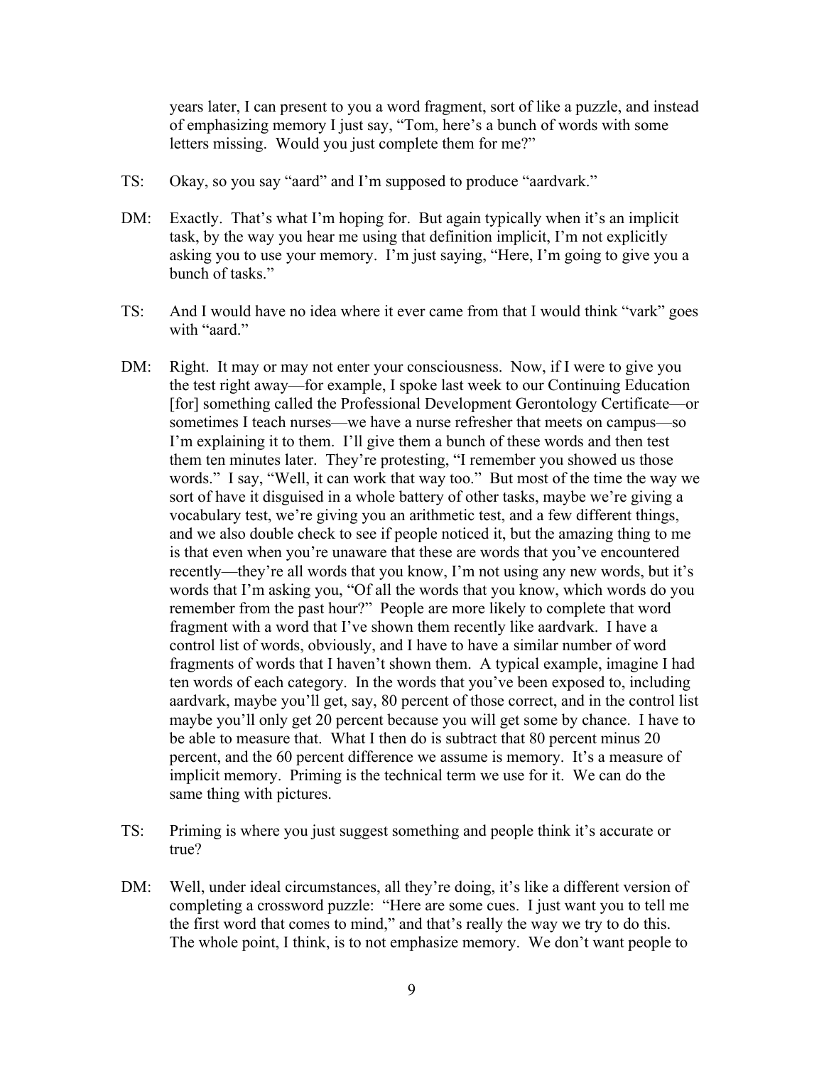years later, I can present to you a word fragment, sort of like a puzzle, and instead of emphasizing memory I just say, "Tom, here's a bunch of words with some letters missing. Would you just complete them for me?"

TS: Okay, so you say "aard" and I'm supposed to produce "aardvark."

DM: Exactly. That's what I'm hoping for. But again typically when it's an implicit task, by the way you hear me using that definition implicit, I'm not explicitly asking you to use your memory. I'm just saying, "Here, I'm going to give you a bunch of tasks."

TS: And I would have no idea where it ever came from that I would think "vark" goes with "aard."

DM: Right. It may or may not enter your consciousness. Now, if I were to give you the test right away—for example, I spoke last week to our Continuing Education [for] something called the Professional Development Gerontology Certificate—or sometimes I teach nurses—we have a nurse refresher that meets on campus—so I'm explaining it to them. I'll give them a bunch of these words and then test them ten minutes later. They're protesting, "I remember you showed us those words." I say, "Well, it can work that way too." But most of the time the way we sort of have it disguised in a whole battery of other tasks, maybe we're giving a vocabulary test, we're giving you an arithmetic test, and a few different things, and we also double check to see if people noticed it, but the amazing thing to me is that even when you're unaware that these are words that you've encountered recently—they're all words that you know, I'm not using any new words, but it's words that I'm asking you, "Of all the words that you know, which words do you remember from the past hour?" People are more likely to complete that word fragment with a word that I've shown them recently like aardvark. I have a control list of words, obviously, and I have to have a similar number of word fragments of words that I haven't shown them. A typical example, imagine I had ten words of each category. In the words that you've been exposed to, including aardvark, maybe you'll get, say, 80 percent of those correct, and in the control list maybe you'll only get 20 percent because you will get some by chance. I have to be able to measure that. What I then do is subtract that 80 percent minus 20 percent, and the 60 percent difference we assume is memory. It's a measure of implicit memory. Priming is the technical term we use for it. We can do the same thing with pictures.

TS: Priming is where you just suggest something and people think it's accurate or true?

DM: Well, under ideal circumstances, all they're doing, it's like a different version of completing a crossword puzzle: "Here are some cues. I just want you to tell me the first word that comes to mind," and that's really the way we try to do this. The whole point, I think, is to not emphasize memory. We don't want people to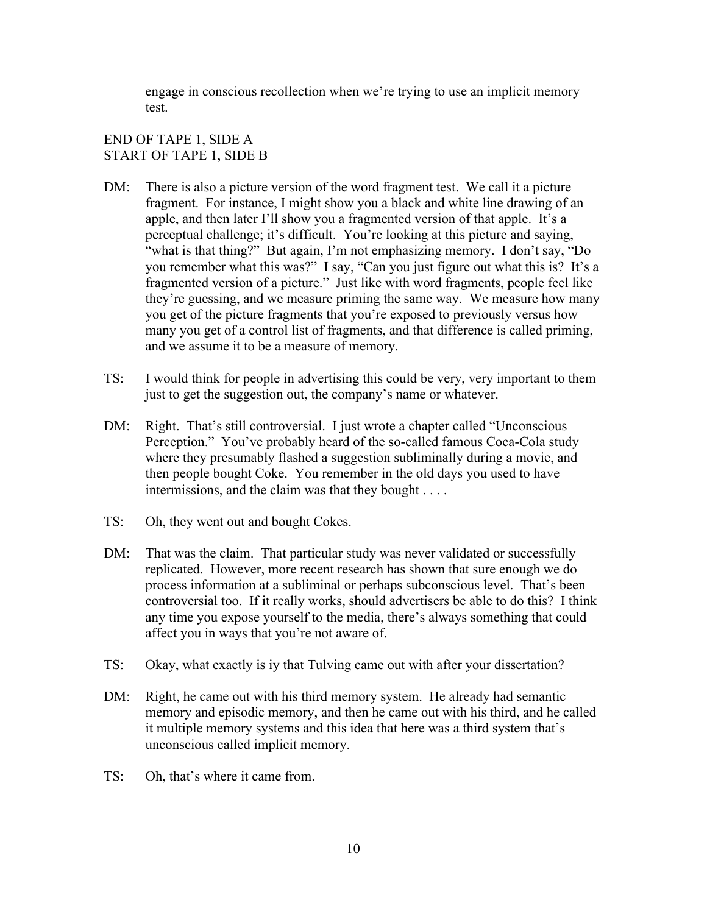engage in conscious recollection when we're trying to use an implicit memory test.

END OF TAPE 1, SIDE A
START OF TAPE 1, SIDE B

DM: There is also a picture version of the word fragment test. We call it a picture fragment. For instance, I might show you a black and white line drawing of an apple, and then later I'll show you a fragmented version of that apple. It's a perceptual challenge; it's difficult. You're looking at this picture and saying, "what is that thing?" But again, I'm not emphasizing memory. I don't say, "Do you remember what this was?" I say, "Can you just figure out what this is? It's a fragmented version of a picture." Just like with word fragments, people feel like they're guessing, and we measure priming the same way. We measure how many you get of the picture fragments that you're exposed to previously versus how many you get of a control list of fragments, and that difference is called priming, and we assume it to be a measure of memory.

TS: I would think for people in advertising this could be very, very important to them just to get the suggestion out, the company's name or whatever.

DM: Right. That's still controversial. I just wrote a chapter called "Unconscious Perception." You've probably heard of the so-called famous Coca-Cola study where they presumably flashed a suggestion subliminally during a movie, and then people bought Coke. You remember in the old days you used to have intermissions, and the claim was that they bought . . . .

TS: Oh, they went out and bought Cokes.

DM: That was the claim. That particular study was never validated or successfully replicated. However, more recent research has shown that sure enough we do process information at a subliminal or perhaps subconscious level. That's been controversial too. If it really works, should advertisers be able to do this? I think any time you expose yourself to the media, there's always something that could affect you in ways that you're not aware of.

TS: Okay, what exactly is iy that Tulving came out with after your dissertation?

DM: Right, he came out with his third memory system. He already had semantic memory and episodic memory, and then he came out with his third, and he called it multiple memory systems and this idea that here was a third system that's unconscious called implicit memory.

TS: Oh, that's where it came from.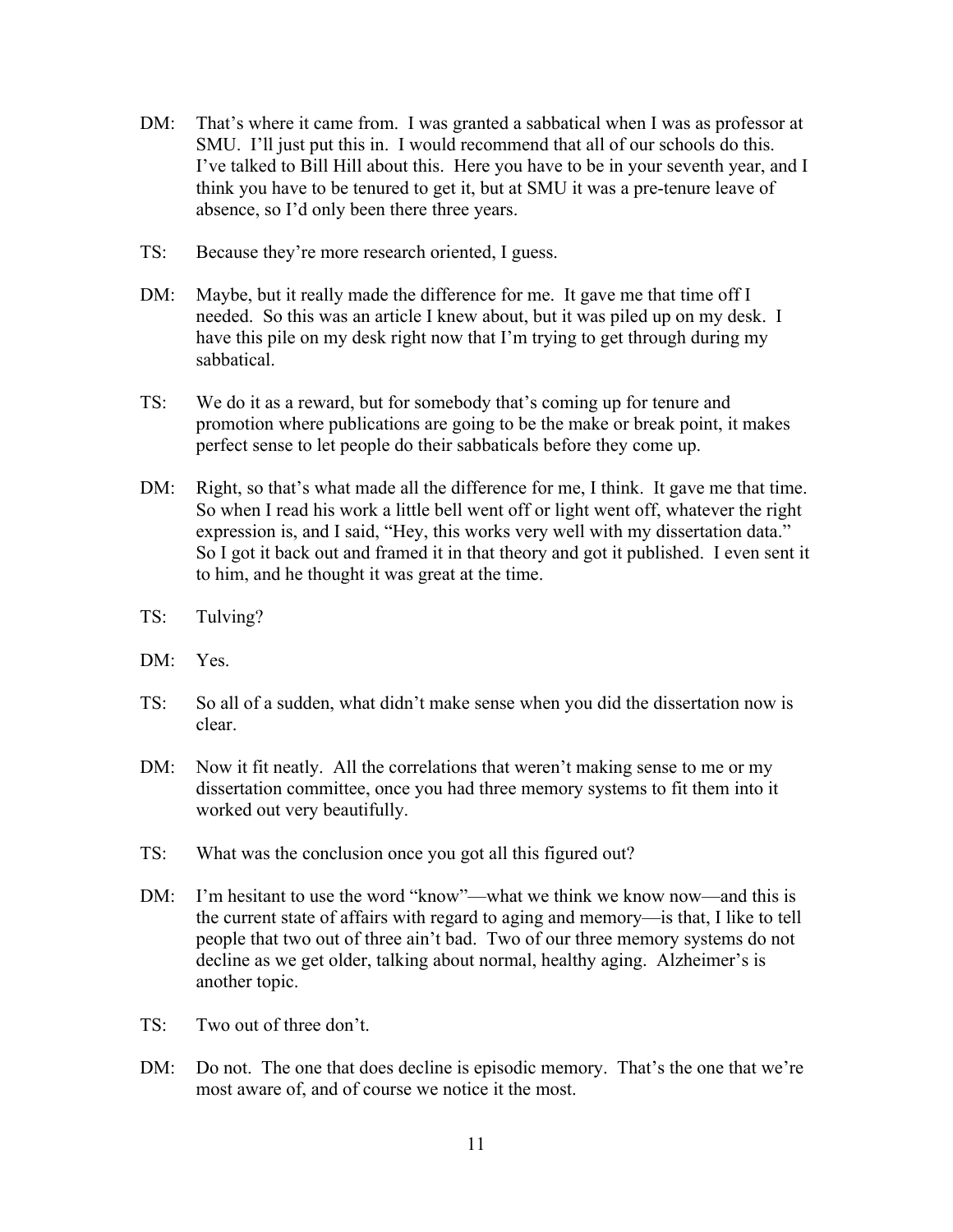DM: That's where it came from. I was granted a sabbatical when I was as professor at SMU. I'll just put this in. I would recommend that all of our schools do this. I've talked to Bill Hill about this. Here you have to be in your seventh year, and I think you have to be tenured to get it, but at SMU it was a pre-tenure leave of absence, so I'd only been there three years.

TS: Because they're more research oriented, I guess.

DM: Maybe, but it really made the difference for me. It gave me that time off I needed. So this was an article I knew about, but it was piled up on my desk. I have this pile on my desk right now that I'm trying to get through during my sabbatical.

TS: We do it as a reward, but for somebody that's coming up for tenure and promotion where publications are going to be the make or break point, it makes perfect sense to let people do their sabbaticals before they come up.

DM: Right, so that's what made all the difference for me, I think. It gave me that time. So when I read his work a little bell went off or light went off, whatever the right expression is, and I said, "Hey, this works very well with my dissertation data." So I got it back out and framed it in that theory and got it published. I even sent it to him, and he thought it was great at the time.

TS: Tulving?

DM: Yes.

TS: So all of a sudden, what didn't make sense when you did the dissertation now is clear.

DM: Now it fit neatly. All the correlations that weren't making sense to me or my dissertation committee, once you had three memory systems to fit them into it worked out very beautifully.

TS: What was the conclusion once you got all this figured out?

DM: I'm hesitant to use the word "know"—what we think we know now—and this is the current state of affairs with regard to aging and memory—is that, I like to tell people that two out of three ain't bad. Two of our three memory systems do not decline as we get older, talking about normal, healthy aging. Alzheimer's is another topic.

TS: Two out of three don't.

DM: Do not. The one that does decline is episodic memory. That's the one that we're most aware of, and of course we notice it the most.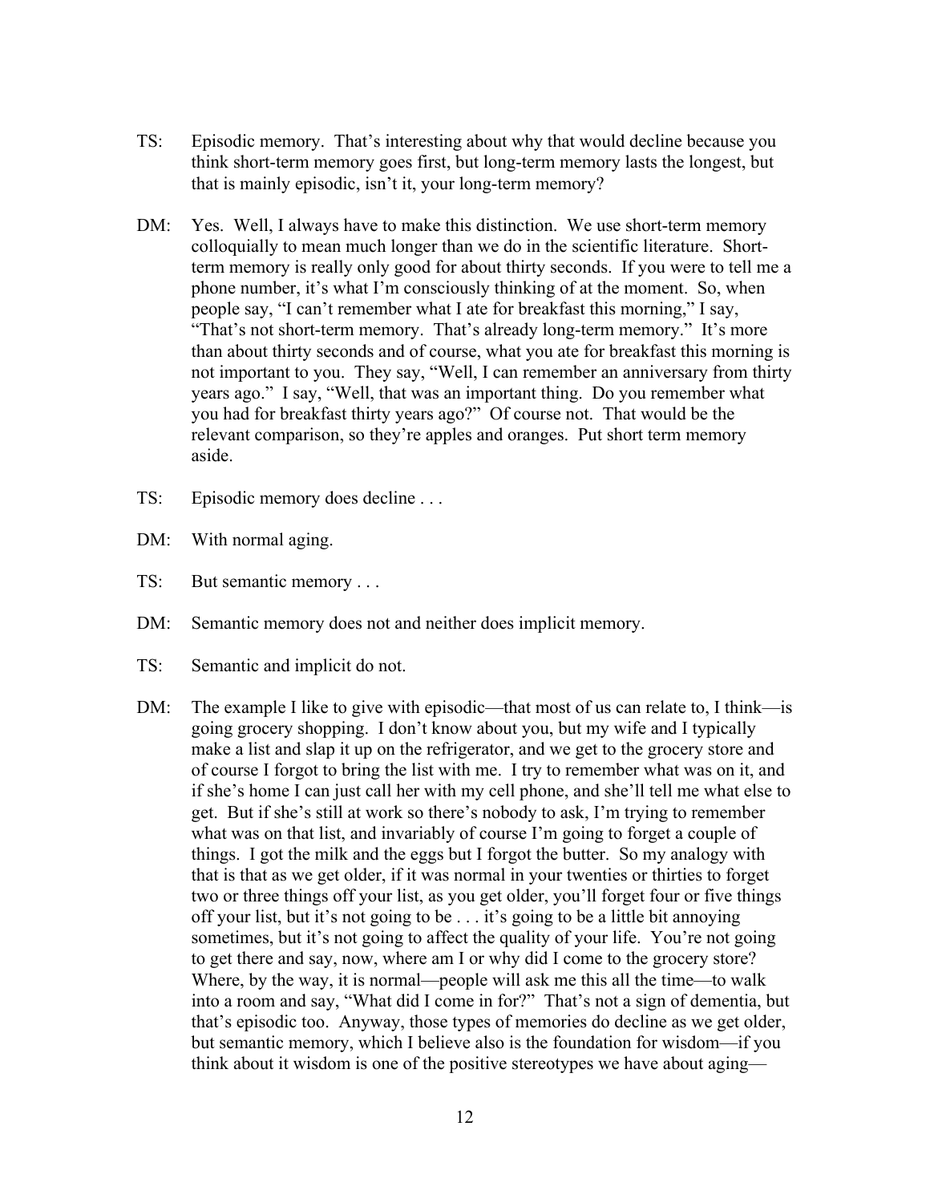TS: Episodic memory. That's interesting about why that would decline because you think short-term memory goes first, but long-term memory lasts the longest, but that is mainly episodic, isn't it, your long-term memory?

DM: Yes. Well, I always have to make this distinction. We use short-term memory colloquially to mean much longer than we do in the scientific literature. Short-term memory is really only good for about thirty seconds. If you were to tell me a phone number, it's what I'm consciously thinking of at the moment. So, when people say, "I can't remember what I ate for breakfast this morning," I say, "That's not short-term memory. That's already long-term memory." It's more than about thirty seconds and of course, what you ate for breakfast this morning is not important to you. They say, "Well, I can remember an anniversary from thirty years ago." I say, "Well, that was an important thing. Do you remember what you had for breakfast thirty years ago?" Of course not. That would be the relevant comparison, so they're apples and oranges. Put short term memory aside.

TS: Episodic memory does decline . . .

DM: With normal aging.

TS: But semantic memory . . .

DM: Semantic memory does not and neither does implicit memory.

TS: Semantic and implicit do not.

DM: The example I like to give with episodic—that most of us can relate to, I think—is going grocery shopping. I don't know about you, but my wife and I typically make a list and slap it up on the refrigerator, and we get to the grocery store and of course I forgot to bring the list with me. I try to remember what was on it, and if she's home I can just call her with my cell phone, and she'll tell me what else to get. But if she's still at work so there's nobody to ask, I'm trying to remember what was on that list, and invariably of course I'm going to forget a couple of things. I got the milk and the eggs but I forgot the butter. So my analogy with that is that as we get older, if it was normal in your twenties or thirties to forget two or three things off your list, as you get older, you'll forget four or five things off your list, but it's not going to be . . . it's going to be a little bit annoying sometimes, but it's not going to affect the quality of your life. You're not going to get there and say, now, where am I or why did I come to the grocery store? Where, by the way, it is normal—people will ask me this all the time—to walk into a room and say, "What did I come in for?" That's not a sign of dementia, but that's episodic too. Anyway, those types of memories do decline as we get older, but semantic memory, which I believe also is the foundation for wisdom—if you think about it wisdom is one of the positive stereotypes we have about aging—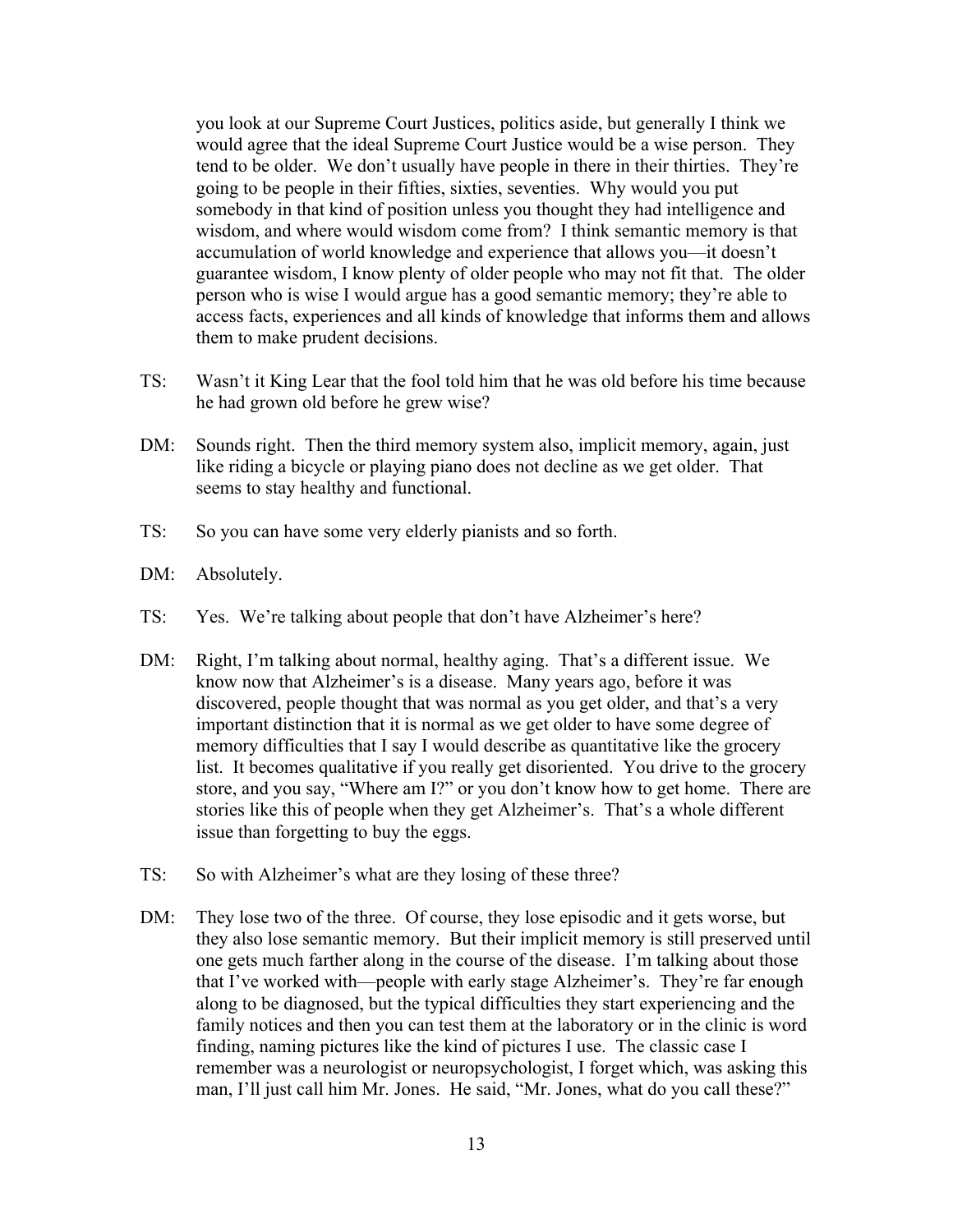you look at our Supreme Court Justices, politics aside, but generally I think we would agree that the ideal Supreme Court Justice would be a wise person. They tend to be older. We don't usually have people in there in their thirties. They're going to be people in their fifties, sixties, seventies. Why would you put somebody in that kind of position unless you thought they had intelligence and wisdom, and where would wisdom come from? I think semantic memory is that accumulation of world knowledge and experience that allows you—it doesn't guarantee wisdom, I know plenty of older people who may not fit that. The older person who is wise I would argue has a good semantic memory; they're able to access facts, experiences and all kinds of knowledge that informs them and allows them to make prudent decisions.

TS: Wasn't it King Lear that the fool told him that he was old before his time because he had grown old before he grew wise?

DM: Sounds right. Then the third memory system also, implicit memory, again, just like riding a bicycle or playing piano does not decline as we get older. That seems to stay healthy and functional.

TS: So you can have some very elderly pianists and so forth.

DM: Absolutely.

TS: Yes. We're talking about people that don't have Alzheimer's here?

DM: Right, I'm talking about normal, healthy aging. That's a different issue. We know now that Alzheimer's is a disease. Many years ago, before it was discovered, people thought that was normal as you get older, and that's a very important distinction that it is normal as we get older to have some degree of memory difficulties that I say I would describe as quantitative like the grocery list. It becomes qualitative if you really get disoriented. You drive to the grocery store, and you say, "Where am I?" or you don't know how to get home. There are stories like this of people when they get Alzheimer's. That's a whole different issue than forgetting to buy the eggs.

TS: So with Alzheimer's what are they losing of these three?

DM: They lose two of the three. Of course, they lose episodic and it gets worse, but they also lose semantic memory. But their implicit memory is still preserved until one gets much farther along in the course of the disease. I'm talking about those that I've worked with—people with early stage Alzheimer's. They're far enough along to be diagnosed, but the typical difficulties they start experiencing and the family notices and then you can test them at the laboratory or in the clinic is word finding, naming pictures like the kind of pictures I use. The classic case I remember was a neurologist or neuropsychologist, I forget which, was asking this man, I'll just call him Mr. Jones. He said, "Mr. Jones, what do you call these?"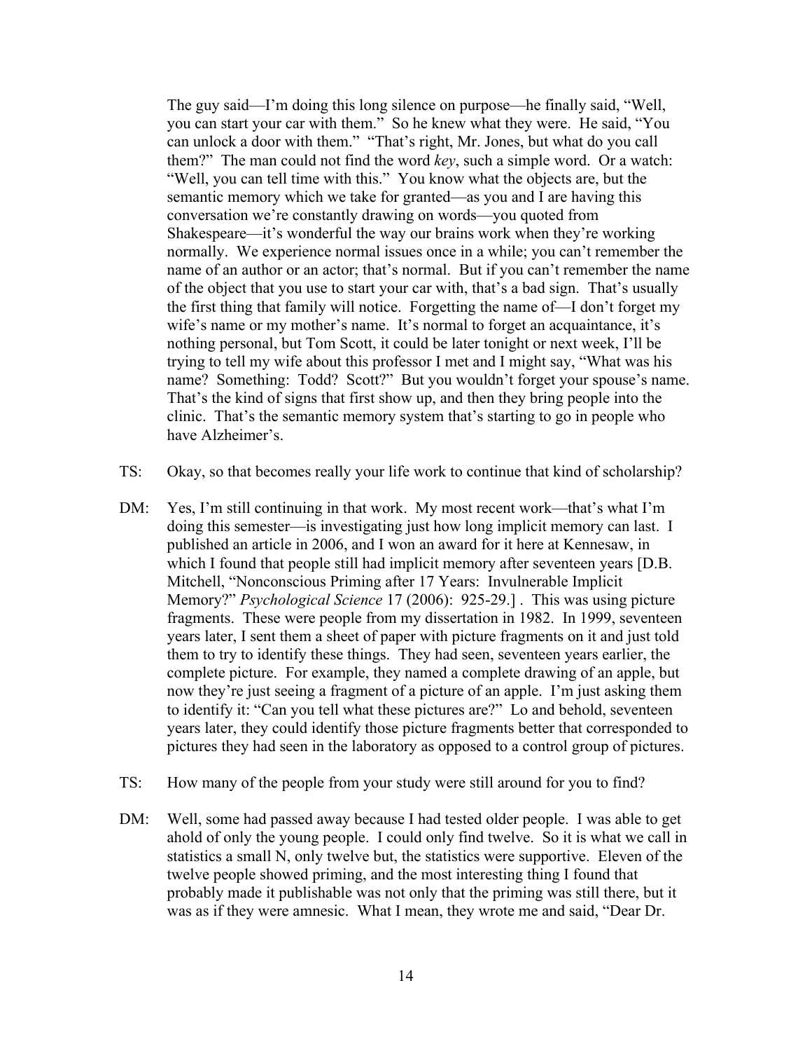The guy said—I'm doing this long silence on purpose—he finally said, "Well, you can start your car with them." So he knew what they were. He said, "You can unlock a door with them." "That's right, Mr. Jones, but what do you call them?" The man could not find the word *key*, such a simple word. Or a watch: "Well, you can tell time with this." You know what the objects are, but the semantic memory which we take for granted—as you and I are having this conversation we're constantly drawing on words—you quoted from Shakespeare—it's wonderful the way our brains work when they're working normally. We experience normal issues once in a while; you can't remember the name of an author or an actor; that's normal. But if you can't remember the name of the object that you use to start your car with, that's a bad sign. That's usually the first thing that family will notice. Forgetting the name of—I don't forget my wife's name or my mother's name. It's normal to forget an acquaintance, it's nothing personal, but Tom Scott, it could be later tonight or next week, I'll be trying to tell my wife about this professor I met and I might say, "What was his name? Something: Todd? Scott?" But you wouldn't forget your spouse's name. That's the kind of signs that first show up, and then they bring people into the clinic. That's the semantic memory system that's starting to go in people who have Alzheimer's.

TS: Okay, so that becomes really your life work to continue that kind of scholarship?

DM: Yes, I'm still continuing in that work. My most recent work—that's what I'm doing this semester—is investigating just how long implicit memory can last. I published an article in 2006, and I won an award for it here at Kennesaw, in which I found that people still had implicit memory after seventeen years [D.B. Mitchell, "Nonconscious Priming after 17 Years: Invulnerable Implicit Memory?" *Psychological Science* 17 (2006): 925-29.] . This was using picture fragments. These were people from my dissertation in 1982. In 1999, seventeen years later, I sent them a sheet of paper with picture fragments on it and just told them to try to identify these things. They had seen, seventeen years earlier, the complete picture. For example, they named a complete drawing of an apple, but now they're just seeing a fragment of a picture of an apple. I'm just asking them to identify it: "Can you tell what these pictures are?" Lo and behold, seventeen years later, they could identify those picture fragments better that corresponded to pictures they had seen in the laboratory as opposed to a control group of pictures.

TS: How many of the people from your study were still around for you to find?

DM: Well, some had passed away because I had tested older people. I was able to get ahold of only the young people. I could only find twelve. So it is what we call in statistics a small N, only twelve but, the statistics were supportive. Eleven of the twelve people showed priming, and the most interesting thing I found that probably made it publishable was not only that the priming was still there, but it was as if they were amnesic. What I mean, they wrote me and said, "Dear Dr.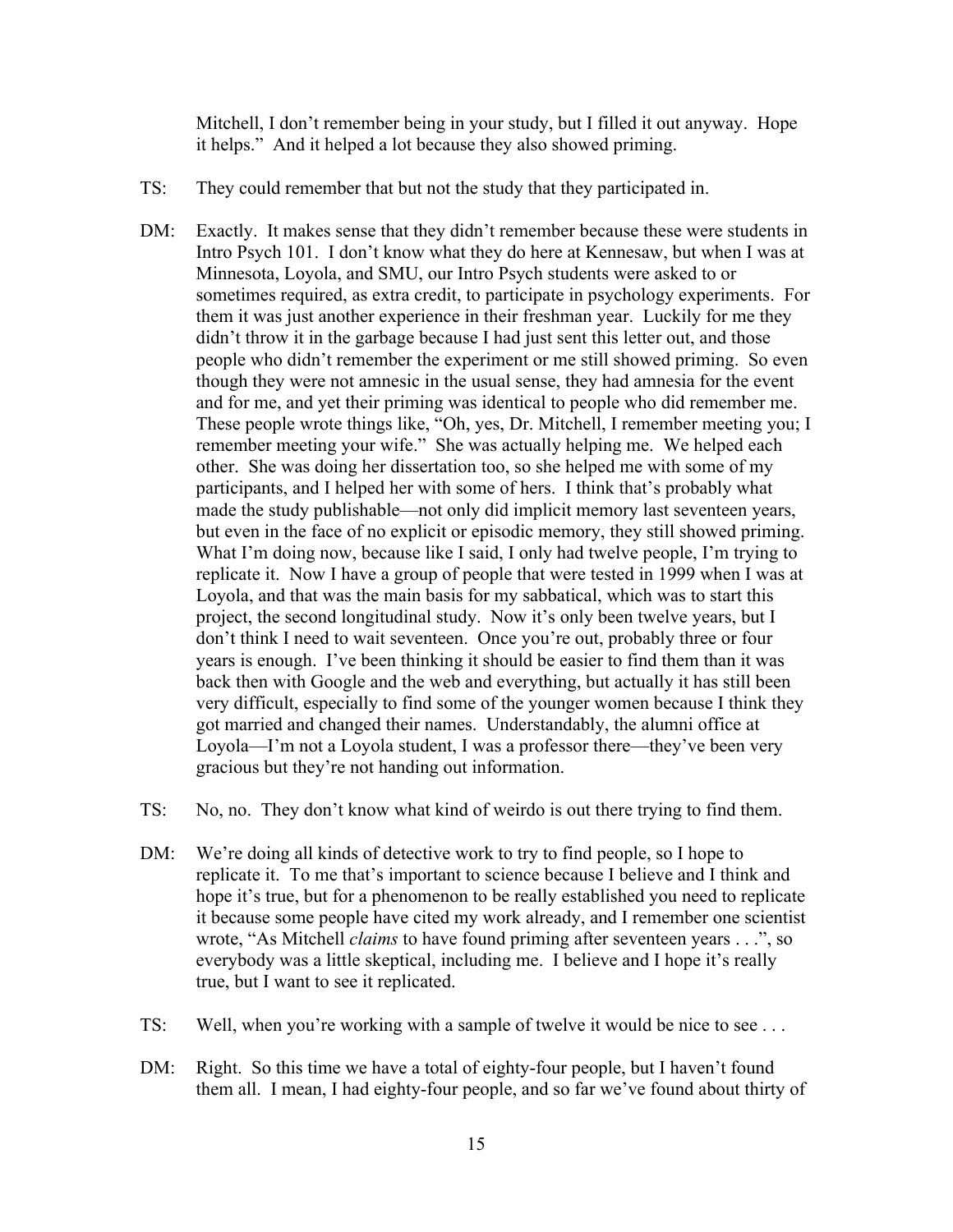Mitchell, I don't remember being in your study, but I filled it out anyway. Hope it helps." And it helped a lot because they also showed priming.

TS: They could remember that but not the study that they participated in.

DM: Exactly. It makes sense that they didn't remember because these were students in Intro Psych 101. I don't know what they do here at Kennesaw, but when I was at Minnesota, Loyola, and SMU, our Intro Psych students were asked to or sometimes required, as extra credit, to participate in psychology experiments. For them it was just another experience in their freshman year. Luckily for me they didn't throw it in the garbage because I had just sent this letter out, and those people who didn't remember the experiment or me still showed priming. So even though they were not amnesic in the usual sense, they had amnesia for the event and for me, and yet their priming was identical to people who did remember me. These people wrote things like, "Oh, yes, Dr. Mitchell, I remember meeting you; I remember meeting your wife." She was actually helping me. We helped each other. She was doing her dissertation too, so she helped me with some of my participants, and I helped her with some of hers. I think that's probably what made the study publishable—not only did implicit memory last seventeen years, but even in the face of no explicit or episodic memory, they still showed priming. What I'm doing now, because like I said, I only had twelve people, I'm trying to replicate it. Now I have a group of people that were tested in 1999 when I was at Loyola, and that was the main basis for my sabbatical, which was to start this project, the second longitudinal study. Now it's only been twelve years, but I don't think I need to wait seventeen. Once you're out, probably three or four years is enough. I've been thinking it should be easier to find them than it was back then with Google and the web and everything, but actually it has still been very difficult, especially to find some of the younger women because I think they got married and changed their names. Understandably, the alumni office at Loyola—I'm not a Loyola student, I was a professor there—they've been very gracious but they're not handing out information.

TS: No, no. They don't know what kind of weirdo is out there trying to find them.

DM: We're doing all kinds of detective work to try to find people, so I hope to replicate it. To me that's important to science because I believe and I think and hope it's true, but for a phenomenon to be really established you need to replicate it because some people have cited my work already, and I remember one scientist wrote, "As Mitchell *claims* to have found priming after seventeen years . . .", so everybody was a little skeptical, including me. I believe and I hope it's really true, but I want to see it replicated.

TS: Well, when you're working with a sample of twelve it would be nice to see . . .

DM: Right. So this time we have a total of eighty-four people, but I haven't found them all. I mean, I had eighty-four people, and so far we've found about thirty of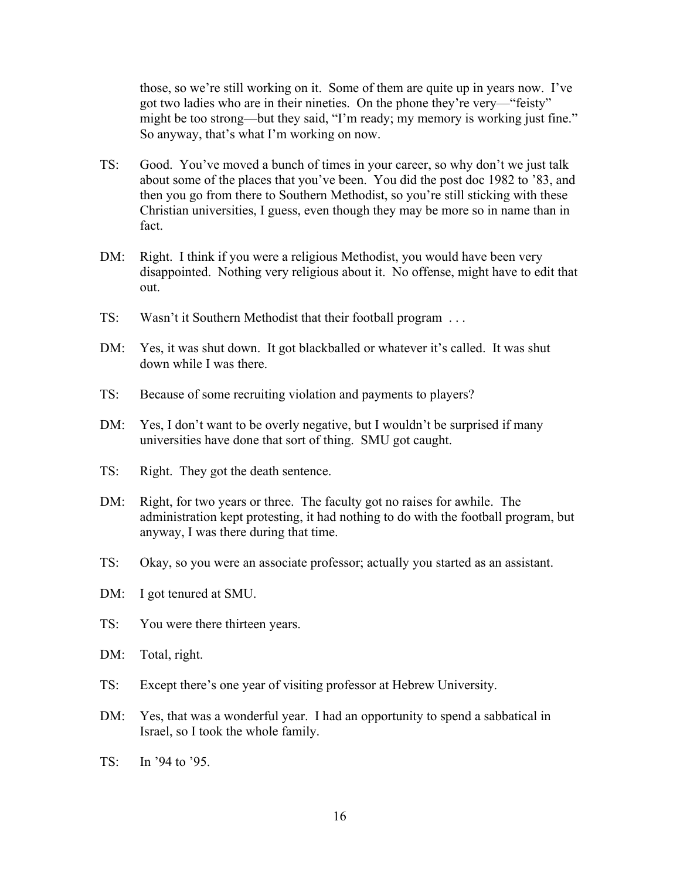those, so we're still working on it. Some of them are quite up in years now. I've got two ladies who are in their nineties. On the phone they're very—"feisty" might be too strong—but they said, "I'm ready; my memory is working just fine." So anyway, that's what I'm working on now.

TS: Good. You've moved a bunch of times in your career, so why don't we just talk about some of the places that you've been. You did the post doc 1982 to '83, and then you go from there to Southern Methodist, so you're still sticking with these Christian universities, I guess, even though they may be more so in name than in fact.

DM: Right. I think if you were a religious Methodist, you would have been very disappointed. Nothing very religious about it. No offense, might have to edit that out.

TS: Wasn't it Southern Methodist that their football program . . .

DM: Yes, it was shut down. It got blackballed or whatever it's called. It was shut down while I was there.

TS: Because of some recruiting violation and payments to players?

DM: Yes, I don't want to be overly negative, but I wouldn't be surprised if many universities have done that sort of thing. SMU got caught.

TS: Right. They got the death sentence.

DM: Right, for two years or three. The faculty got no raises for awhile. The administration kept protesting, it had nothing to do with the football program, but anyway, I was there during that time.

TS: Okay, so you were an associate professor; actually you started as an assistant.

DM: I got tenured at SMU.

TS: You were there thirteen years.

DM: Total, right.

TS: Except there's one year of visiting professor at Hebrew University.

DM: Yes, that was a wonderful year. I had an opportunity to spend a sabbatical in Israel, so I took the whole family.

TS: In '94 to '95.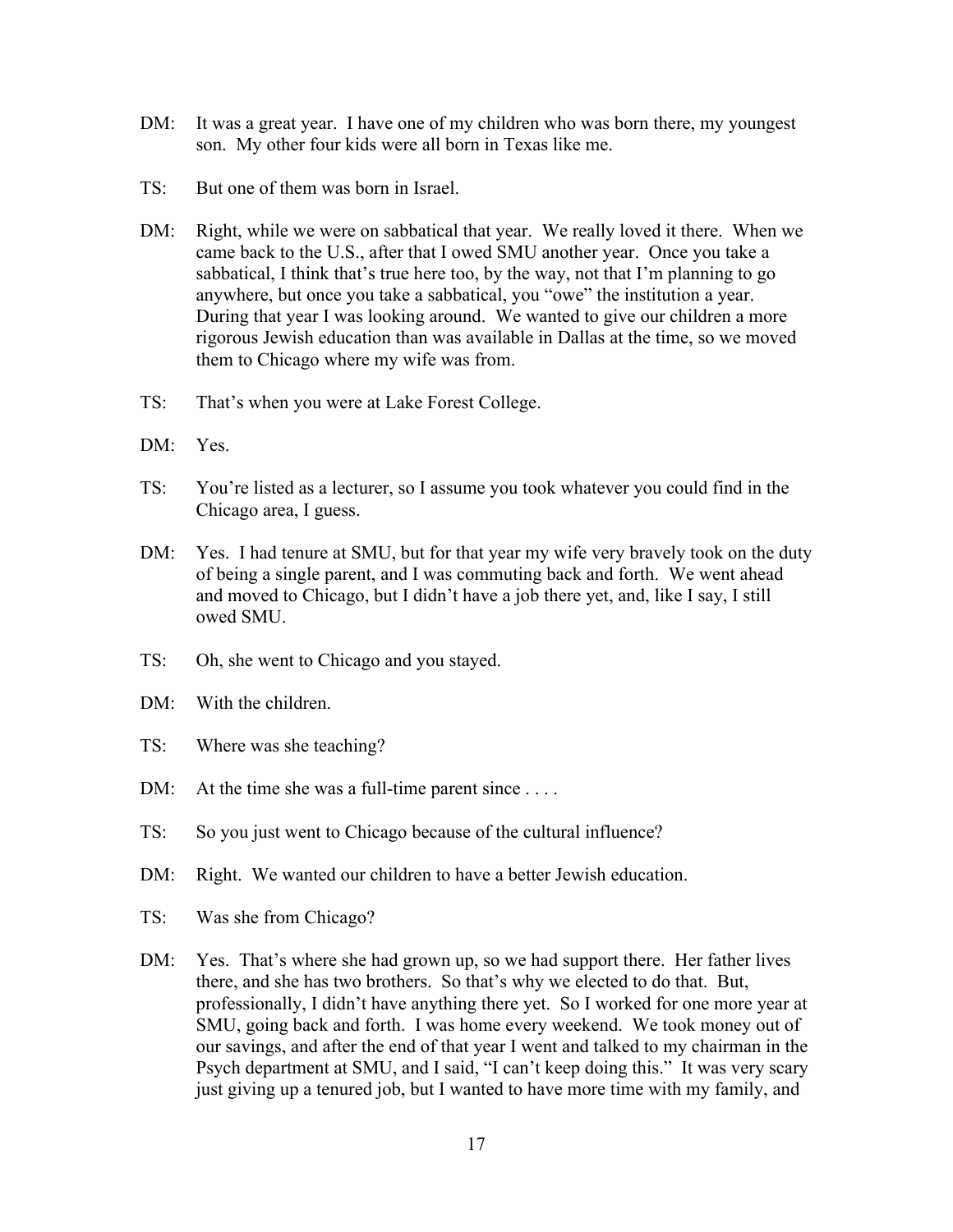DM: It was a great year. I have one of my children who was born there, my youngest son. My other four kids were all born in Texas like me.

TS: But one of them was born in Israel.

DM: Right, while we were on sabbatical that year. We really loved it there. When we came back to the U.S., after that I owed SMU another year. Once you take a sabbatical, I think that's true here too, by the way, not that I'm planning to go anywhere, but once you take a sabbatical, you "owe" the institution a year. During that year I was looking around. We wanted to give our children a more rigorous Jewish education than was available in Dallas at the time, so we moved them to Chicago where my wife was from.

TS: That's when you were at Lake Forest College.

DM: Yes.

TS: You're listed as a lecturer, so I assume you took whatever you could find in the Chicago area, I guess.

DM: Yes. I had tenure at SMU, but for that year my wife very bravely took on the duty of being a single parent, and I was commuting back and forth. We went ahead and moved to Chicago, but I didn't have a job there yet, and, like I say, I still owed SMU.

TS: Oh, she went to Chicago and you stayed.

DM: With the children.

TS: Where was she teaching?

DM: At the time she was a full-time parent since . . . .

TS: So you just went to Chicago because of the cultural influence?

DM: Right. We wanted our children to have a better Jewish education.

TS: Was she from Chicago?

DM: Yes. That's where she had grown up, so we had support there. Her father lives there, and she has two brothers. So that's why we elected to do that. But, professionally, I didn't have anything there yet. So I worked for one more year at SMU, going back and forth. I was home every weekend. We took money out of our savings, and after the end of that year I went and talked to my chairman in the Psych department at SMU, and I said, "I can't keep doing this." It was very scary just giving up a tenured job, but I wanted to have more time with my family, and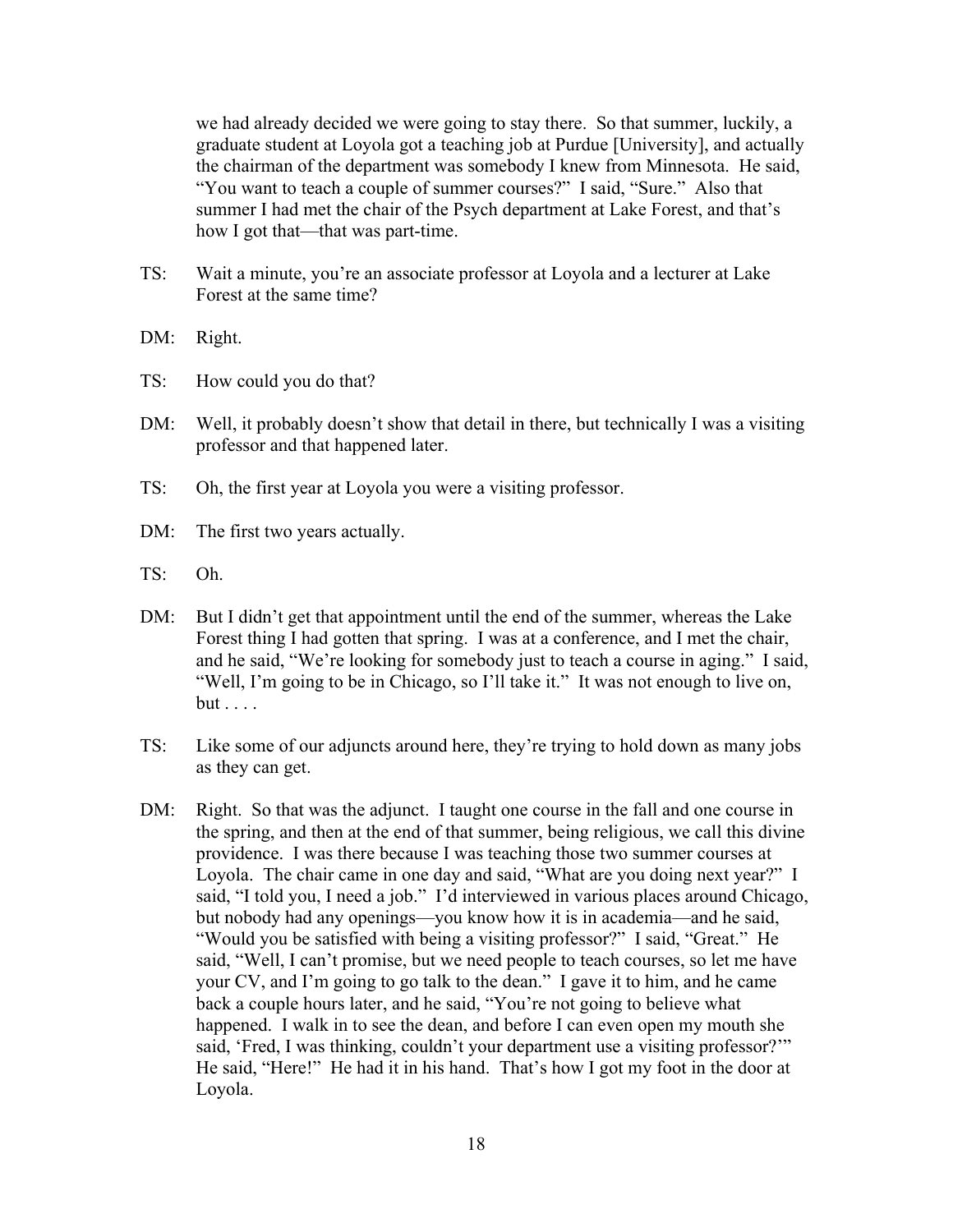we had already decided we were going to stay there. So that summer, luckily, a graduate student at Loyola got a teaching job at Purdue [University], and actually the chairman of the department was somebody I knew from Minnesota. He said, "You want to teach a couple of summer courses?" I said, "Sure." Also that summer I had met the chair of the Psych department at Lake Forest, and that's how I got that—that was part-time.

TS: Wait a minute, you're an associate professor at Loyola and a lecturer at Lake Forest at the same time?

DM: Right.

TS: How could you do that?

DM: Well, it probably doesn't show that detail in there, but technically I was a visiting professor and that happened later.

TS: Oh, the first year at Loyola you were a visiting professor.

DM: The first two years actually.

TS: Oh.

DM: But I didn't get that appointment until the end of the summer, whereas the Lake Forest thing I had gotten that spring. I was at a conference, and I met the chair, and he said, "We're looking for somebody just to teach a course in aging." I said, "Well, I'm going to be in Chicago, so I'll take it." It was not enough to live on, but . . . .

TS: Like some of our adjuncts around here, they're trying to hold down as many jobs as they can get.

DM: Right. So that was the adjunct. I taught one course in the fall and one course in the spring, and then at the end of that summer, being religious, we call this divine providence. I was there because I was teaching those two summer courses at Loyola. The chair came in one day and said, "What are you doing next year?" I said, "I told you, I need a job." I'd interviewed in various places around Chicago, but nobody had any openings—you know how it is in academia—and he said, "Would you be satisfied with being a visiting professor?" I said, "Great." He said, "Well, I can't promise, but we need people to teach courses, so let me have your CV, and I'm going to go talk to the dean." I gave it to him, and he came back a couple hours later, and he said, "You're not going to believe what happened. I walk in to see the dean, and before I can even open my mouth she said, 'Fred, I was thinking, couldn't your department use a visiting professor?'" He said, "Here!" He had it in his hand. That's how I got my foot in the door at Loyola.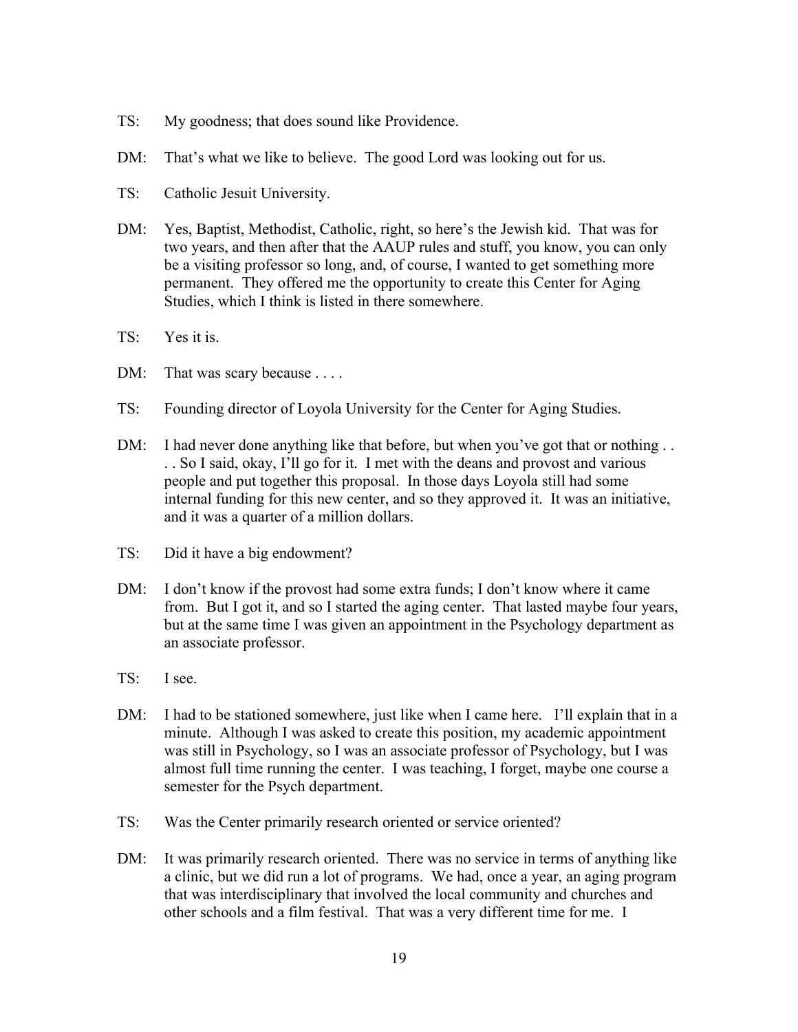TS: My goodness; that does sound like Providence.

DM: That's what we like to believe. The good Lord was looking out for us.

TS: Catholic Jesuit University.

DM: Yes, Baptist, Methodist, Catholic, right, so here's the Jewish kid. That was for two years, and then after that the AAUP rules and stuff, you know, you can only be a visiting professor so long, and, of course, I wanted to get something more permanent. They offered me the opportunity to create this Center for Aging Studies, which I think is listed in there somewhere.

TS: Yes it is.

DM: That was scary because . . . .

TS: Founding director of Loyola University for the Center for Aging Studies.

DM: I had never done anything like that before, but when you've got that or nothing . . . . So I said, okay, I'll go for it. I met with the deans and provost and various people and put together this proposal. In those days Loyola still had some internal funding for this new center, and so they approved it. It was an initiative, and it was a quarter of a million dollars.

TS: Did it have a big endowment?

DM: I don't know if the provost had some extra funds; I don't know where it came from. But I got it, and so I started the aging center. That lasted maybe four years, but at the same time I was given an appointment in the Psychology department as an associate professor.

TS: I see.

DM: I had to be stationed somewhere, just like when I came here. I'll explain that in a minute. Although I was asked to create this position, my academic appointment was still in Psychology, so I was an associate professor of Psychology, but I was almost full time running the center. I was teaching, I forget, maybe one course a semester for the Psych department.

TS: Was the Center primarily research oriented or service oriented?

DM: It was primarily research oriented. There was no service in terms of anything like a clinic, but we did run a lot of programs. We had, once a year, an aging program that was interdisciplinary that involved the local community and churches and other schools and a film festival. That was a very different time for me. I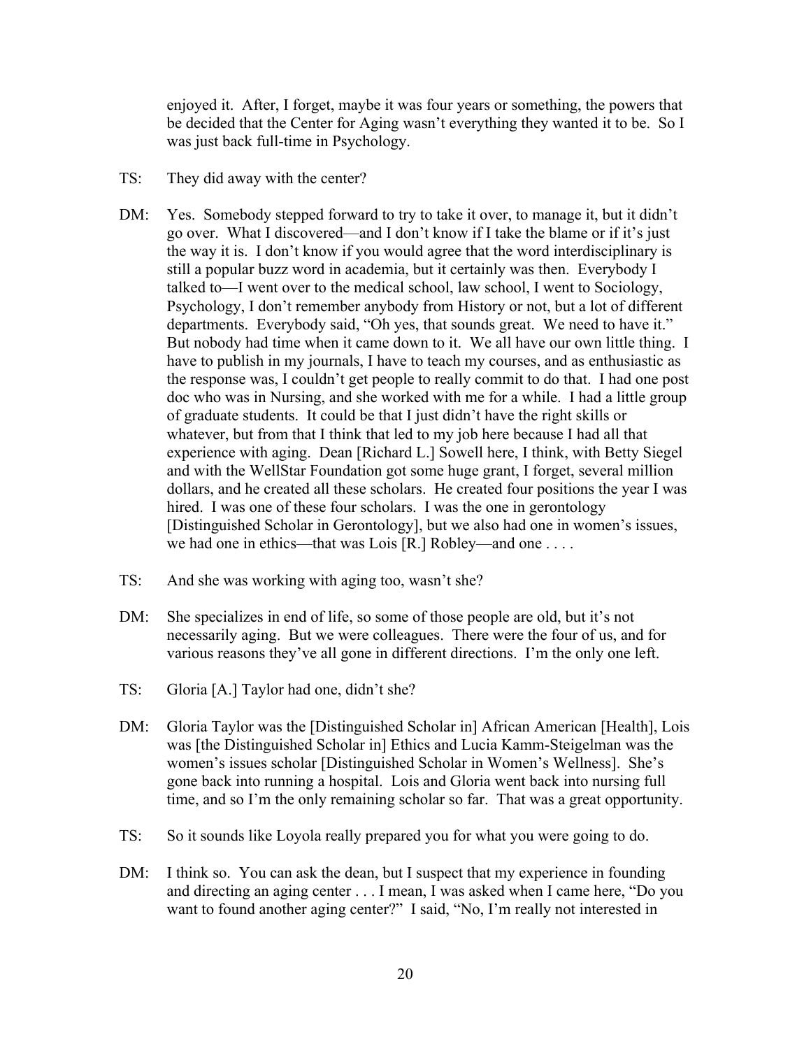enjoyed it. After, I forget, maybe it was four years or something, the powers that be decided that the Center for Aging wasn't everything they wanted it to be. So I was just back full-time in Psychology.

TS: They did away with the center?

DM: Yes. Somebody stepped forward to try to take it over, to manage it, but it didn't go over. What I discovered—and I don't know if I take the blame or if it's just the way it is. I don't know if you would agree that the word interdisciplinary is still a popular buzz word in academia, but it certainly was then. Everybody I talked to—I went over to the medical school, law school, I went to Sociology, Psychology, I don't remember anybody from History or not, but a lot of different departments. Everybody said, "Oh yes, that sounds great. We need to have it." But nobody had time when it came down to it. We all have our own little thing. I have to publish in my journals, I have to teach my courses, and as enthusiastic as the response was, I couldn't get people to really commit to do that. I had one post doc who was in Nursing, and she worked with me for a while. I had a little group of graduate students. It could be that I just didn't have the right skills or whatever, but from that I think that led to my job here because I had all that experience with aging. Dean [Richard L.] Sowell here, I think, with Betty Siegel and with the WellStar Foundation got some huge grant, I forget, several million dollars, and he created all these scholars. He created four positions the year I was hired. I was one of these four scholars. I was the one in gerontology [Distinguished Scholar in Gerontology], but we also had one in women's issues, we had one in ethics—that was Lois [R.] Robley—and one . . . .

TS: And she was working with aging too, wasn't she?

DM: She specializes in end of life, so some of those people are old, but it's not necessarily aging. But we were colleagues. There were the four of us, and for various reasons they've all gone in different directions. I'm the only one left.

TS: Gloria [A.] Taylor had one, didn't she?

DM: Gloria Taylor was the [Distinguished Scholar in] African American [Health], Lois was [the Distinguished Scholar in] Ethics and Lucia Kamm-Steigelman was the women's issues scholar [Distinguished Scholar in Women's Wellness]. She's gone back into running a hospital. Lois and Gloria went back into nursing full time, and so I'm the only remaining scholar so far. That was a great opportunity.

TS: So it sounds like Loyola really prepared you for what you were going to do.

DM: I think so. You can ask the dean, but I suspect that my experience in founding and directing an aging center . . . I mean, I was asked when I came here, "Do you want to found another aging center?" I said, "No, I'm really not interested in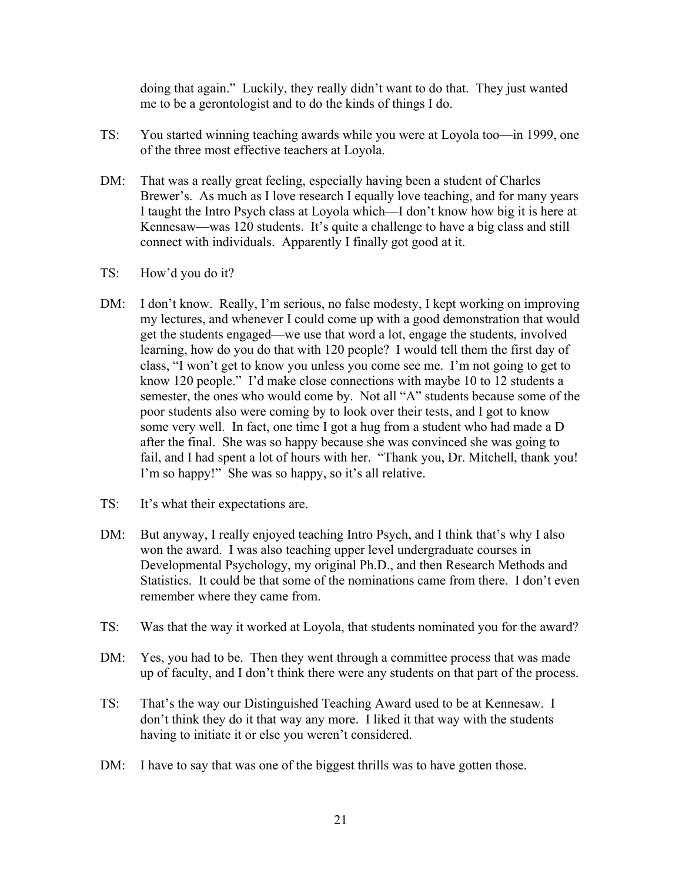doing that again." Luckily, they really didn't want to do that. They just wanted me to be a gerontologist and to do the kinds of things I do.

TS: You started winning teaching awards while you were at Loyola too—in 1999, one of the three most effective teachers at Loyola.

DM: That was a really great feeling, especially having been a student of Charles Brewer's. As much as I love research I equally love teaching, and for many years I taught the Intro Psych class at Loyola which—I don't know how big it is here at Kennesaw—was 120 students. It's quite a challenge to have a big class and still connect with individuals. Apparently I finally got good at it.

TS: How'd you do it?

DM: I don't know. Really, I'm serious, no false modesty, I kept working on improving my lectures, and whenever I could come up with a good demonstration that would get the students engaged—we use that word a lot, engage the students, involved learning, how do you do that with 120 people? I would tell them the first day of class, "I won't get to know you unless you come see me. I'm not going to get to know 120 people." I'd make close connections with maybe 10 to 12 students a semester, the ones who would come by. Not all "A" students because some of the poor students also were coming by to look over their tests, and I got to know some very well. In fact, one time I got a hug from a student who had made a D after the final. She was so happy because she was convinced she was going to fail, and I had spent a lot of hours with her. "Thank you, Dr. Mitchell, thank you! I'm so happy!" She was so happy, so it's all relative.

TS: It's what their expectations are.

DM: But anyway, I really enjoyed teaching Intro Psych, and I think that's why I also won the award. I was also teaching upper level undergraduate courses in Developmental Psychology, my original Ph.D., and then Research Methods and Statistics. It could be that some of the nominations came from there. I don't even remember where they came from.

TS: Was that the way it worked at Loyola, that students nominated you for the award?

DM: Yes, you had to be. Then they went through a committee process that was made up of faculty, and I don't think there were any students on that part of the process.

TS: That's the way our Distinguished Teaching Award used to be at Kennesaw. I don't think they do it that way any more. I liked it that way with the students having to initiate it or else you weren't considered.

DM: I have to say that was one of the biggest thrills was to have gotten those.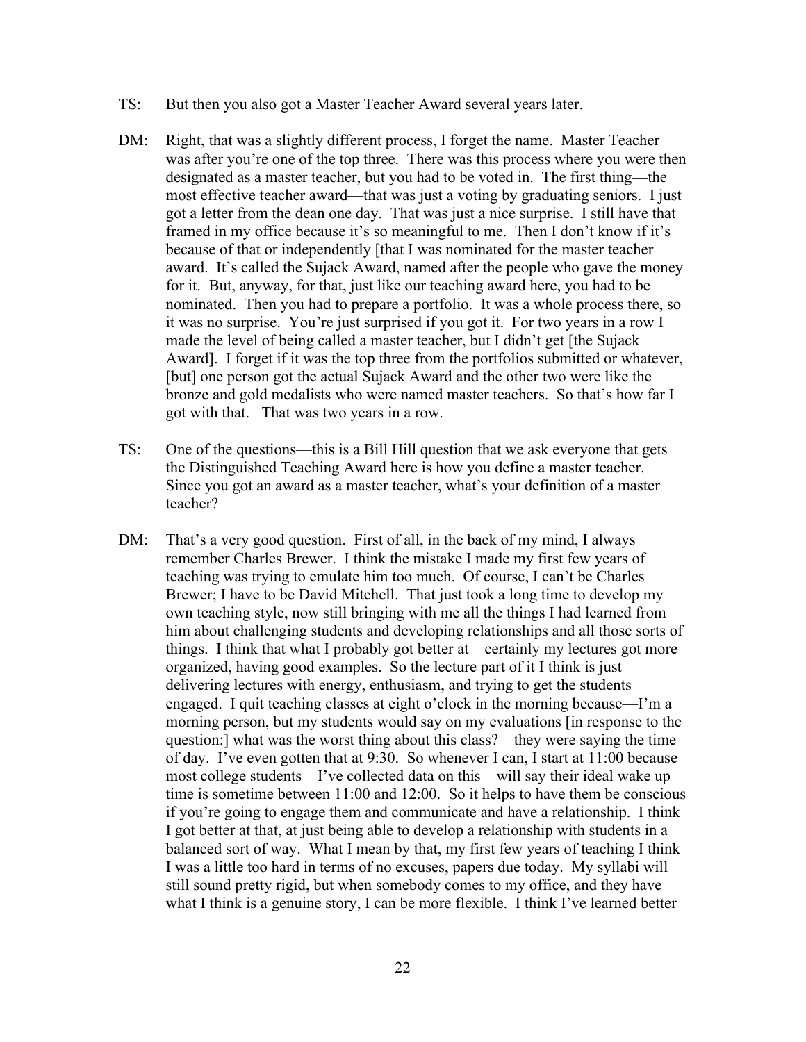TS: But then you also got a Master Teacher Award several years later.

DM: Right, that was a slightly different process, I forget the name. Master Teacher was after you're one of the top three. There was this process where you were then designated as a master teacher, but you had to be voted in. The first thing—the most effective teacher award—that was just a voting by graduating seniors. I just got a letter from the dean one day. That was just a nice surprise. I still have that framed in my office because it's so meaningful to me. Then I don't know if it's because of that or independently [that I was nominated for the master teacher award. It's called the Sujack Award, named after the people who gave the money for it. But, anyway, for that, just like our teaching award here, you had to be nominated. Then you had to prepare a portfolio. It was a whole process there, so it was no surprise. You're just surprised if you got it. For two years in a row I made the level of being called a master teacher, but I didn't get [the Sujack Award]. I forget if it was the top three from the portfolios submitted or whatever, [but] one person got the actual Sujack Award and the other two were like the bronze and gold medalists who were named master teachers. So that's how far I got with that. That was two years in a row.

TS: One of the questions—this is a Bill Hill question that we ask everyone that gets the Distinguished Teaching Award here is how you define a master teacher. Since you got an award as a master teacher, what's your definition of a master teacher?

DM: That's a very good question. First of all, in the back of my mind, I always remember Charles Brewer. I think the mistake I made my first few years of teaching was trying to emulate him too much. Of course, I can't be Charles Brewer; I have to be David Mitchell. That just took a long time to develop my own teaching style, now still bringing with me all the things I had learned from him about challenging students and developing relationships and all those sorts of things. I think that what I probably got better at—certainly my lectures got more organized, having good examples. So the lecture part of it I think is just delivering lectures with energy, enthusiasm, and trying to get the students engaged. I quit teaching classes at eight o'clock in the morning because—I'm a morning person, but my students would say on my evaluations [in response to the question:] what was the worst thing about this class?—they were saying the time of day. I've even gotten that at 9:30. So whenever I can, I start at 11:00 because most college students—I've collected data on this—will say their ideal wake up time is sometime between 11:00 and 12:00. So it helps to have them be conscious if you're going to engage them and communicate and have a relationship. I think I got better at that, at just being able to develop a relationship with students in a balanced sort of way. What I mean by that, my first few years of teaching I think I was a little too hard in terms of no excuses, papers due today. My syllabi will still sound pretty rigid, but when somebody comes to my office, and they have what I think is a genuine story, I can be more flexible. I think I've learned better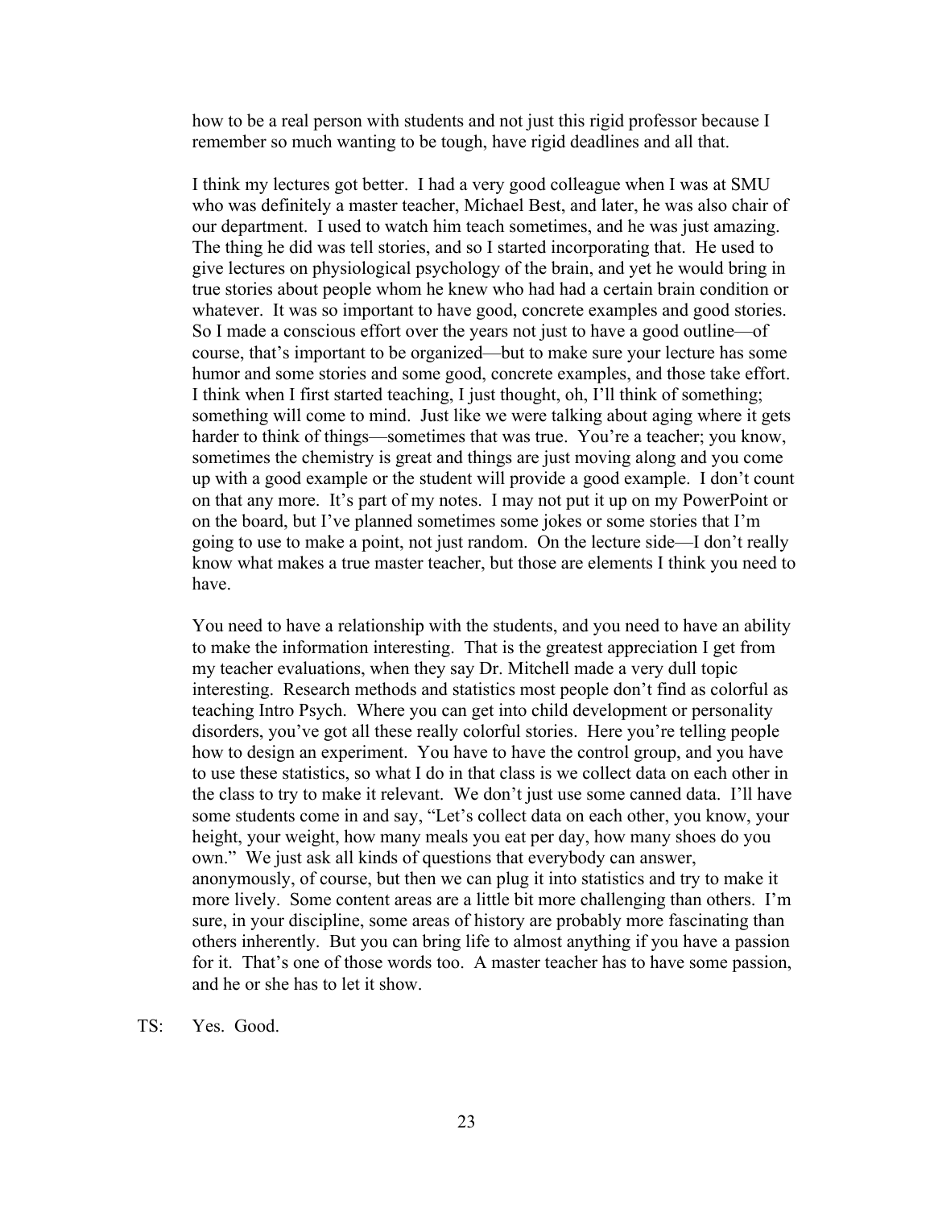how to be a real person with students and not just this rigid professor because I remember so much wanting to be tough, have rigid deadlines and all that.

I think my lectures got better. I had a very good colleague when I was at SMU who was definitely a master teacher, Michael Best, and later, he was also chair of our department. I used to watch him teach sometimes, and he was just amazing. The thing he did was tell stories, and so I started incorporating that. He used to give lectures on physiological psychology of the brain, and yet he would bring in true stories about people whom he knew who had had a certain brain condition or whatever. It was so important to have good, concrete examples and good stories. So I made a conscious effort over the years not just to have a good outline—of course, that's important to be organized—but to make sure your lecture has some humor and some stories and some good, concrete examples, and those take effort. I think when I first started teaching, I just thought, oh, I'll think of something; something will come to mind. Just like we were talking about aging where it gets harder to think of things—sometimes that was true. You're a teacher; you know, sometimes the chemistry is great and things are just moving along and you come up with a good example or the student will provide a good example. I don't count on that any more. It's part of my notes. I may not put it up on my PowerPoint or on the board, but I've planned sometimes some jokes or some stories that I'm going to use to make a point, not just random. On the lecture side—I don't really know what makes a true master teacher, but those are elements I think you need to have.

You need to have a relationship with the students, and you need to have an ability to make the information interesting. That is the greatest appreciation I get from my teacher evaluations, when they say Dr. Mitchell made a very dull topic interesting. Research methods and statistics most people don't find as colorful as teaching Intro Psych. Where you can get into child development or personality disorders, you've got all these really colorful stories. Here you're telling people how to design an experiment. You have to have the control group, and you have to use these statistics, so what I do in that class is we collect data on each other in the class to try to make it relevant. We don't just use some canned data. I'll have some students come in and say, "Let's collect data on each other, you know, your height, your weight, how many meals you eat per day, how many shoes do you own." We just ask all kinds of questions that everybody can answer, anonymously, of course, but then we can plug it into statistics and try to make it more lively. Some content areas are a little bit more challenging than others. I'm sure, in your discipline, some areas of history are probably more fascinating than others inherently. But you can bring life to almost anything if you have a passion for it. That's one of those words too. A master teacher has to have some passion, and he or she has to let it show.

TS: Yes. Good.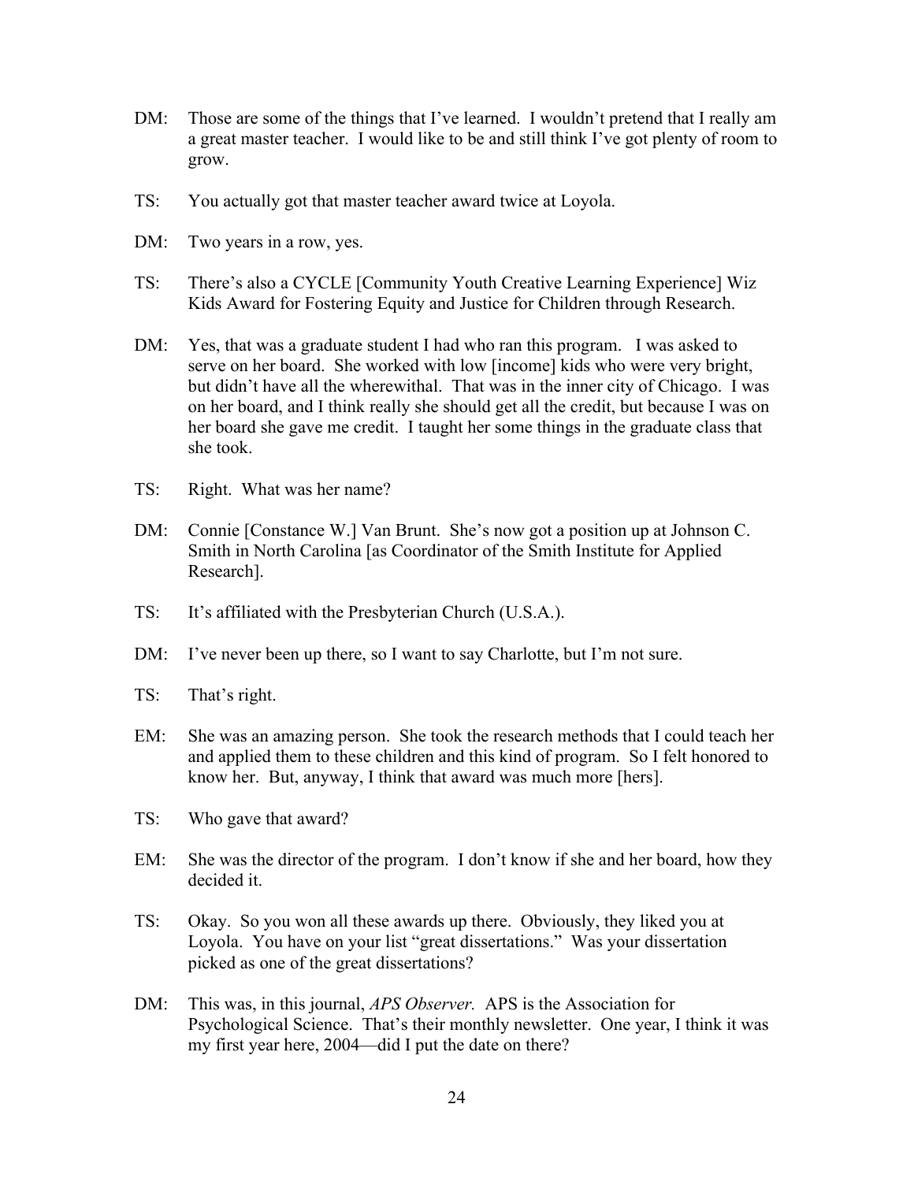DM: Those are some of the things that I've learned. I wouldn't pretend that I really am a great master teacher. I would like to be and still think I've got plenty of room to grow.

TS: You actually got that master teacher award twice at Loyola.

DM: Two years in a row, yes.

TS: There's also a CYCLE [Community Youth Creative Learning Experience] Wiz Kids Award for Fostering Equity and Justice for Children through Research.

DM: Yes, that was a graduate student I had who ran this program. I was asked to serve on her board. She worked with low [income] kids who were very bright, but didn't have all the wherewithal. That was in the inner city of Chicago. I was on her board, and I think really she should get all the credit, but because I was on her board she gave me credit. I taught her some things in the graduate class that she took.

TS: Right. What was her name?

DM: Connie [Constance W.] Van Brunt. She's now got a position up at Johnson C. Smith in North Carolina [as Coordinator of the Smith Institute for Applied Research].

TS: It's affiliated with the Presbyterian Church (U.S.A.).

DM: I've never been up there, so I want to say Charlotte, but I'm not sure.

TS: That's right.

EM: She was an amazing person. She took the research methods that I could teach her and applied them to these children and this kind of program. So I felt honored to know her. But, anyway, I think that award was much more [hers].

TS: Who gave that award?

EM: She was the director of the program. I don't know if she and her board, how they decided it.

TS: Okay. So you won all these awards up there. Obviously, they liked you at Loyola. You have on your list "great dissertations." Was your dissertation picked as one of the great dissertations?

DM: This was, in this journal, *APS Observer.* APS is the Association for Psychological Science. That's their monthly newsletter. One year, I think it was my first year here, 2004—did I put the date on there?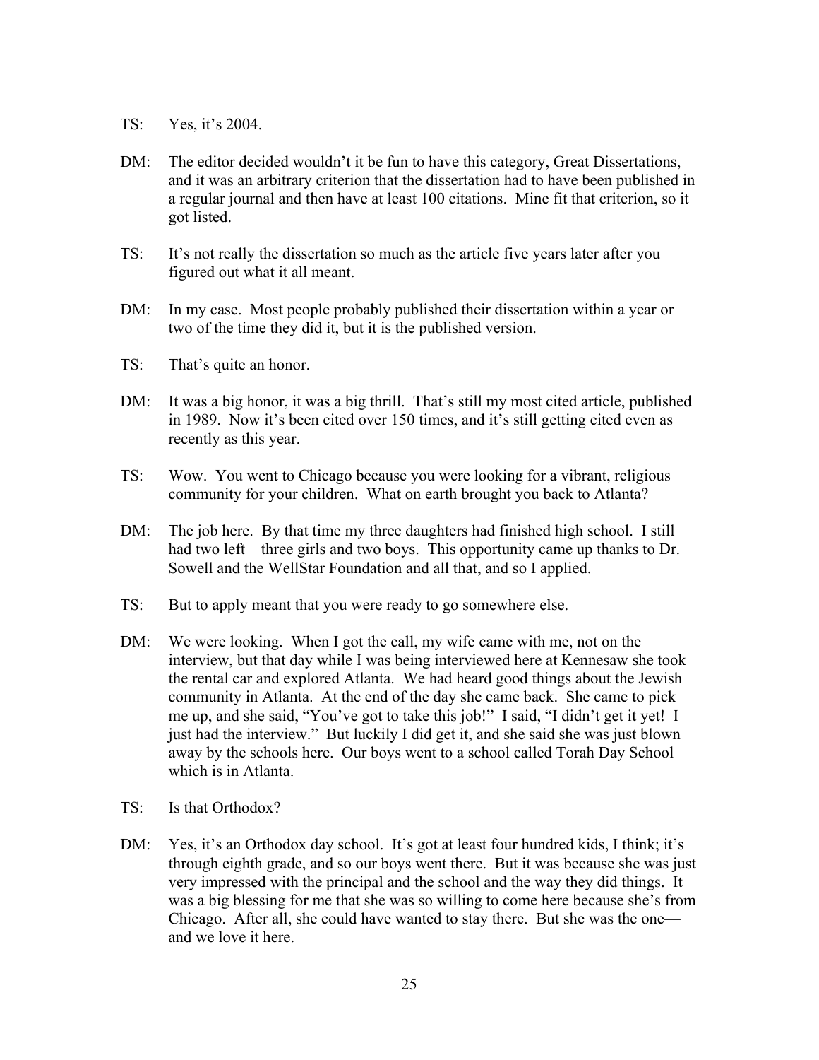TS: Yes, it's 2004.

DM: The editor decided wouldn't it be fun to have this category, Great Dissertations, and it was an arbitrary criterion that the dissertation had to have been published in a regular journal and then have at least 100 citations. Mine fit that criterion, so it got listed.

TS: It's not really the dissertation so much as the article five years later after you figured out what it all meant.

DM: In my case. Most people probably published their dissertation within a year or two of the time they did it, but it is the published version.

TS: That's quite an honor.

DM: It was a big honor, it was a big thrill. That's still my most cited article, published in 1989. Now it's been cited over 150 times, and it's still getting cited even as recently as this year.

TS: Wow. You went to Chicago because you were looking for a vibrant, religious community for your children. What on earth brought you back to Atlanta?

DM: The job here. By that time my three daughters had finished high school. I still had two left—three girls and two boys. This opportunity came up thanks to Dr. Sowell and the WellStar Foundation and all that, and so I applied.

TS: But to apply meant that you were ready to go somewhere else.

DM: We were looking. When I got the call, my wife came with me, not on the interview, but that day while I was being interviewed here at Kennesaw she took the rental car and explored Atlanta. We had heard good things about the Jewish community in Atlanta. At the end of the day she came back. She came to pick me up, and she said, "You've got to take this job!" I said, "I didn't get it yet! I just had the interview." But luckily I did get it, and she said she was just blown away by the schools here. Our boys went to a school called Torah Day School which is in Atlanta.

TS: Is that Orthodox?

DM: Yes, it's an Orthodox day school. It's got at least four hundred kids, I think; it's through eighth grade, and so our boys went there. But it was because she was just very impressed with the principal and the school and the way they did things. It was a big blessing for me that she was so willing to come here because she's from Chicago. After all, she could have wanted to stay there. But she was the one—and we love it here.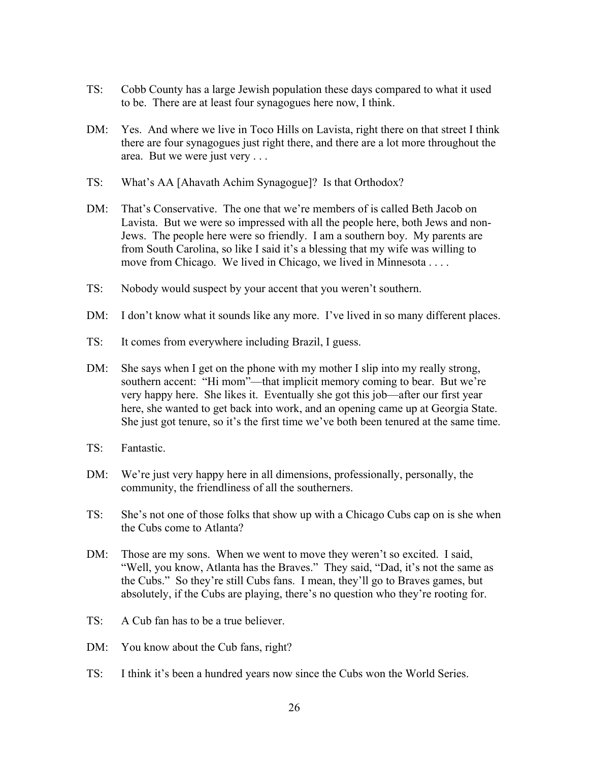TS: Cobb County has a large Jewish population these days compared to what it used to be. There are at least four synagogues here now, I think.

DM: Yes. And where we live in Toco Hills on Lavista, right there on that street I think there are four synagogues just right there, and there are a lot more throughout the area. But we were just very . . .

TS: What's AA [Ahavath Achim Synagogue]? Is that Orthodox?

DM: That's Conservative. The one that we're members of is called Beth Jacob on Lavista. But we were so impressed with all the people here, both Jews and non-Jews. The people here were so friendly. I am a southern boy. My parents are from South Carolina, so like I said it's a blessing that my wife was willing to move from Chicago. We lived in Chicago, we lived in Minnesota . . . .

TS: Nobody would suspect by your accent that you weren't southern.

DM: I don't know what it sounds like any more. I've lived in so many different places.

TS: It comes from everywhere including Brazil, I guess.

DM: She says when I get on the phone with my mother I slip into my really strong, southern accent: "Hi mom"—that implicit memory coming to bear. But we're very happy here. She likes it. Eventually she got this job—after our first year here, she wanted to get back into work, and an opening came up at Georgia State. She just got tenure, so it's the first time we've both been tenured at the same time.

TS: Fantastic.

DM: We're just very happy here in all dimensions, professionally, personally, the community, the friendliness of all the southerners.

TS: She's not one of those folks that show up with a Chicago Cubs cap on is she when the Cubs come to Atlanta?

DM: Those are my sons. When we went to move they weren't so excited. I said, "Well, you know, Atlanta has the Braves." They said, "Dad, it's not the same as the Cubs." So they're still Cubs fans. I mean, they'll go to Braves games, but absolutely, if the Cubs are playing, there's no question who they're rooting for.

TS: A Cub fan has to be a true believer.

DM: You know about the Cub fans, right?

TS: I think it's been a hundred years now since the Cubs won the World Series.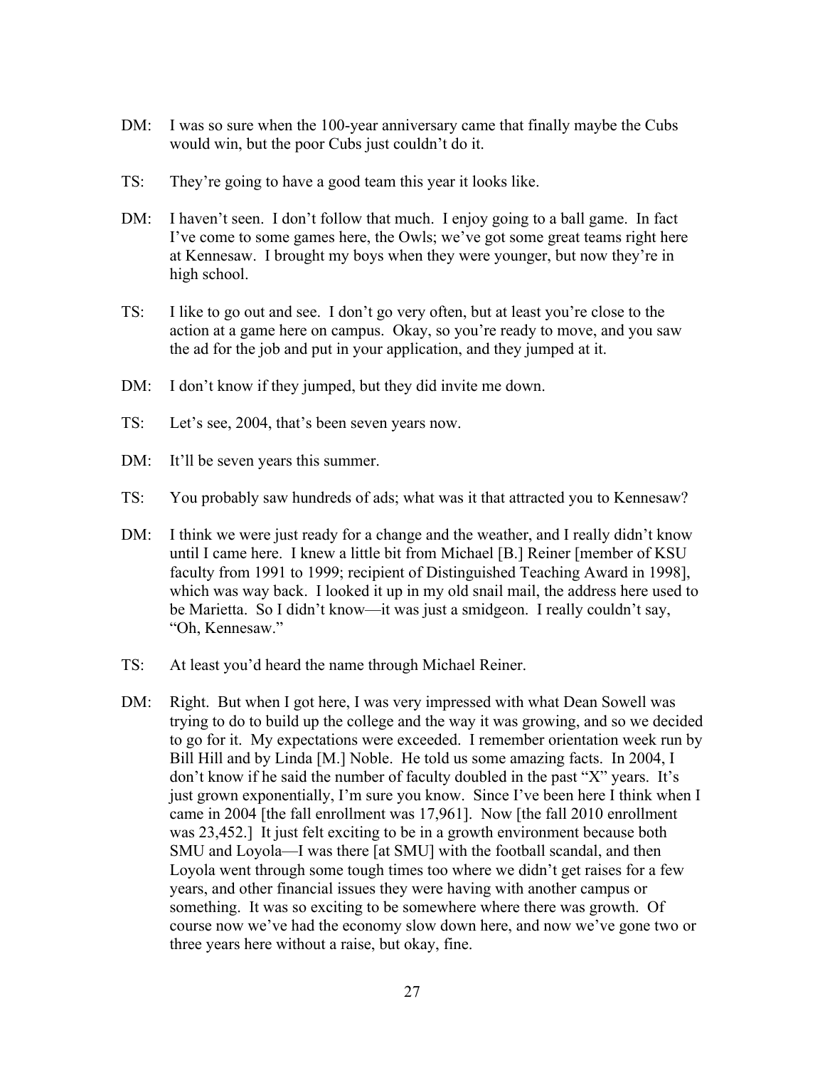DM: I was so sure when the 100-year anniversary came that finally maybe the Cubs would win, but the poor Cubs just couldn't do it.

TS: They're going to have a good team this year it looks like.

DM: I haven't seen. I don't follow that much. I enjoy going to a ball game. In fact I've come to some games here, the Owls; we've got some great teams right here at Kennesaw. I brought my boys when they were younger, but now they're in high school.

TS: I like to go out and see. I don't go very often, but at least you're close to the action at a game here on campus. Okay, so you're ready to move, and you saw the ad for the job and put in your application, and they jumped at it.

DM: I don't know if they jumped, but they did invite me down.

TS: Let's see, 2004, that's been seven years now.

DM: It'll be seven years this summer.

TS: You probably saw hundreds of ads; what was it that attracted you to Kennesaw?

DM: I think we were just ready for a change and the weather, and I really didn't know until I came here. I knew a little bit from Michael [B.] Reiner [member of KSU faculty from 1991 to 1999; recipient of Distinguished Teaching Award in 1998], which was way back. I looked it up in my old snail mail, the address here used to be Marietta. So I didn't know—it was just a smidgeon. I really couldn't say, "Oh, Kennesaw."

TS: At least you'd heard the name through Michael Reiner.

DM: Right. But when I got here, I was very impressed with what Dean Sowell was trying to do to build up the college and the way it was growing, and so we decided to go for it. My expectations were exceeded. I remember orientation week run by Bill Hill and by Linda [M.] Noble. He told us some amazing facts. In 2004, I don't know if he said the number of faculty doubled in the past "X" years. It's just grown exponentially, I'm sure you know. Since I've been here I think when I came in 2004 [the fall enrollment was 17,961]. Now [the fall 2010 enrollment was 23,452.] It just felt exciting to be in a growth environment because both SMU and Loyola—I was there [at SMU] with the football scandal, and then Loyola went through some tough times too where we didn't get raises for a few years, and other financial issues they were having with another campus or something. It was so exciting to be somewhere where there was growth. Of course now we've had the economy slow down here, and now we've gone two or three years here without a raise, but okay, fine.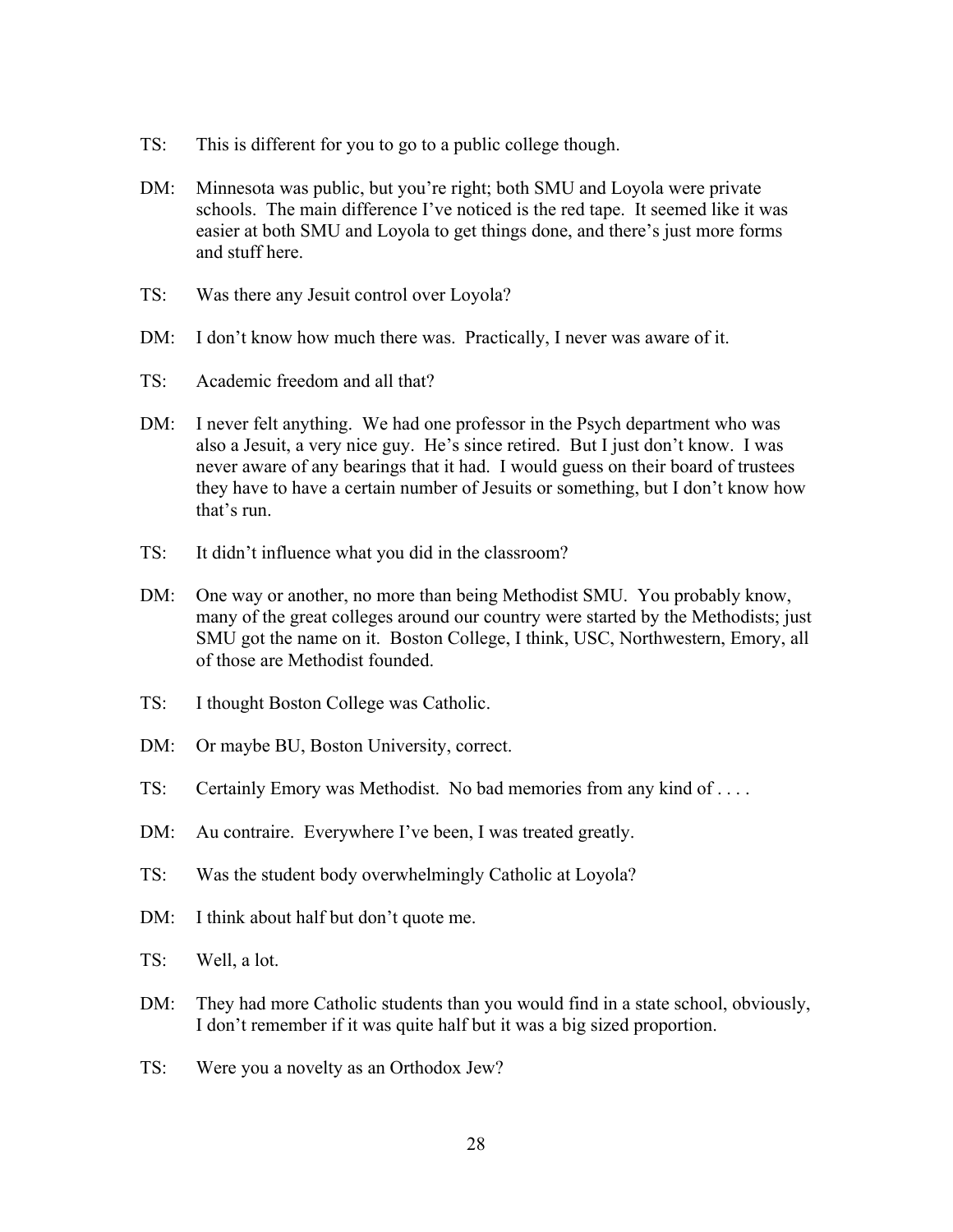TS: This is different for you to go to a public college though.

DM: Minnesota was public, but you're right; both SMU and Loyola were private schools. The main difference I've noticed is the red tape. It seemed like it was easier at both SMU and Loyola to get things done, and there's just more forms and stuff here.

TS: Was there any Jesuit control over Loyola?

DM: I don't know how much there was. Practically, I never was aware of it.

TS: Academic freedom and all that?

DM: I never felt anything. We had one professor in the Psych department who was also a Jesuit, a very nice guy. He's since retired. But I just don't know. I was never aware of any bearings that it had. I would guess on their board of trustees they have to have a certain number of Jesuits or something, but I don't know how that's run.

TS: It didn't influence what you did in the classroom?

DM: One way or another, no more than being Methodist SMU. You probably know, many of the great colleges around our country were started by the Methodists; just SMU got the name on it. Boston College, I think, USC, Northwestern, Emory, all of those are Methodist founded.

TS: I thought Boston College was Catholic.

DM: Or maybe BU, Boston University, correct.

TS: Certainly Emory was Methodist. No bad memories from any kind of . . . .

DM: Au contraire. Everywhere I've been, I was treated greatly.

TS: Was the student body overwhelmingly Catholic at Loyola?

DM: I think about half but don't quote me.

TS: Well, a lot.

DM: They had more Catholic students than you would find in a state school, obviously, I don't remember if it was quite half but it was a big sized proportion.

TS: Were you a novelty as an Orthodox Jew?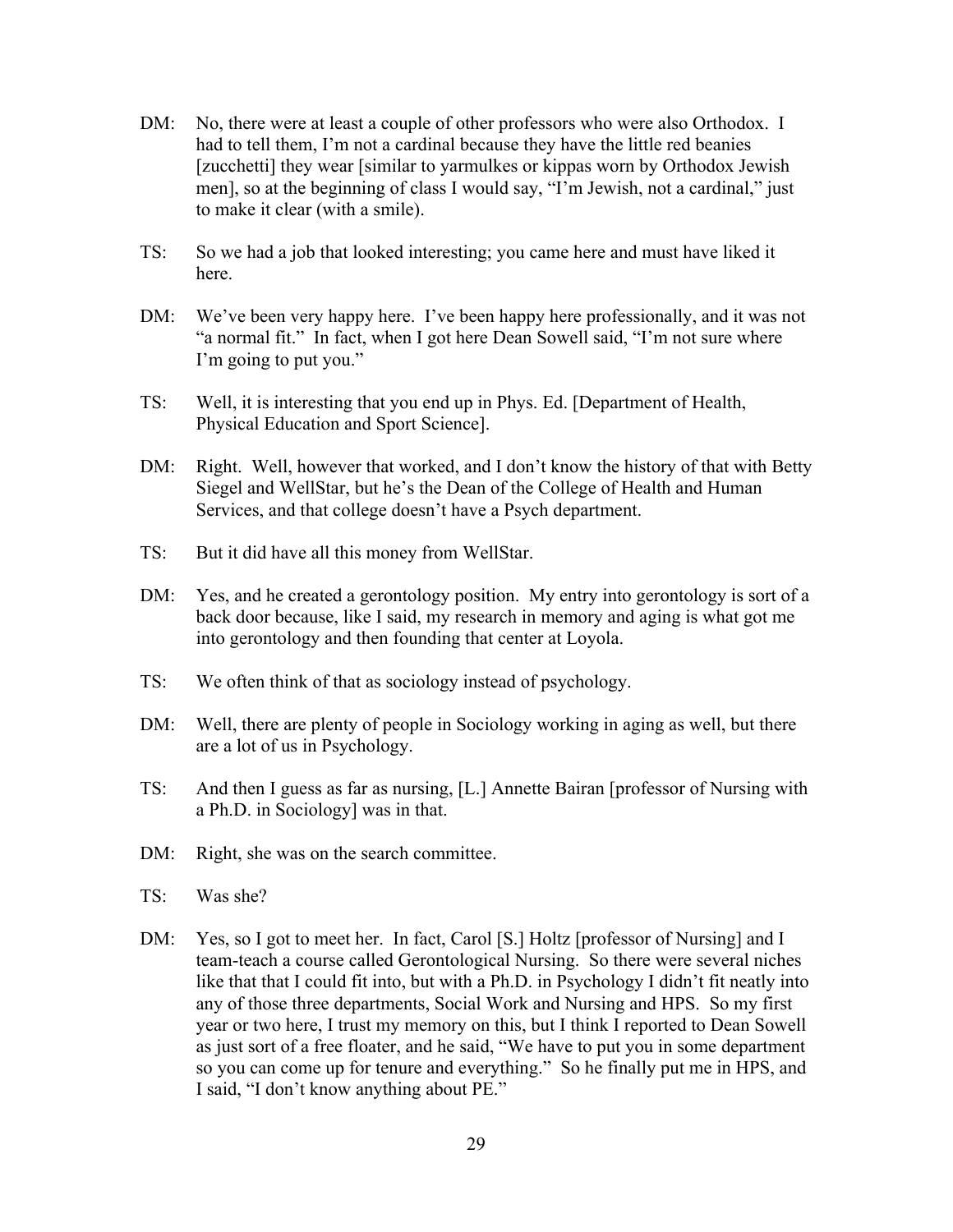DM: No, there were at least a couple of other professors who were also Orthodox. I had to tell them, I'm not a cardinal because they have the little red beanies [zucchetti] they wear [similar to yarmulkes or kippas worn by Orthodox Jewish men], so at the beginning of class I would say, "I'm Jewish, not a cardinal," just to make it clear (with a smile).

TS: So we had a job that looked interesting; you came here and must have liked it here.

DM: We've been very happy here. I've been happy here professionally, and it was not "a normal fit." In fact, when I got here Dean Sowell said, "I'm not sure where I'm going to put you."

TS: Well, it is interesting that you end up in Phys. Ed. [Department of Health, Physical Education and Sport Science].

DM: Right. Well, however that worked, and I don't know the history of that with Betty Siegel and WellStar, but he's the Dean of the College of Health and Human Services, and that college doesn't have a Psych department.

TS: But it did have all this money from WellStar.

DM: Yes, and he created a gerontology position. My entry into gerontology is sort of a back door because, like I said, my research in memory and aging is what got me into gerontology and then founding that center at Loyola.

TS: We often think of that as sociology instead of psychology.

DM: Well, there are plenty of people in Sociology working in aging as well, but there are a lot of us in Psychology.

TS: And then I guess as far as nursing, [L.] Annette Bairan [professor of Nursing with a Ph.D. in Sociology] was in that.

DM: Right, she was on the search committee.

TS: Was she?

DM: Yes, so I got to meet her. In fact, Carol [S.] Holtz [professor of Nursing] and I team-teach a course called Gerontological Nursing. So there were several niches like that that I could fit into, but with a Ph.D. in Psychology I didn't fit neatly into any of those three departments, Social Work and Nursing and HPS. So my first year or two here, I trust my memory on this, but I think I reported to Dean Sowell as just sort of a free floater, and he said, "We have to put you in some department so you can come up for tenure and everything." So he finally put me in HPS, and I said, "I don't know anything about PE."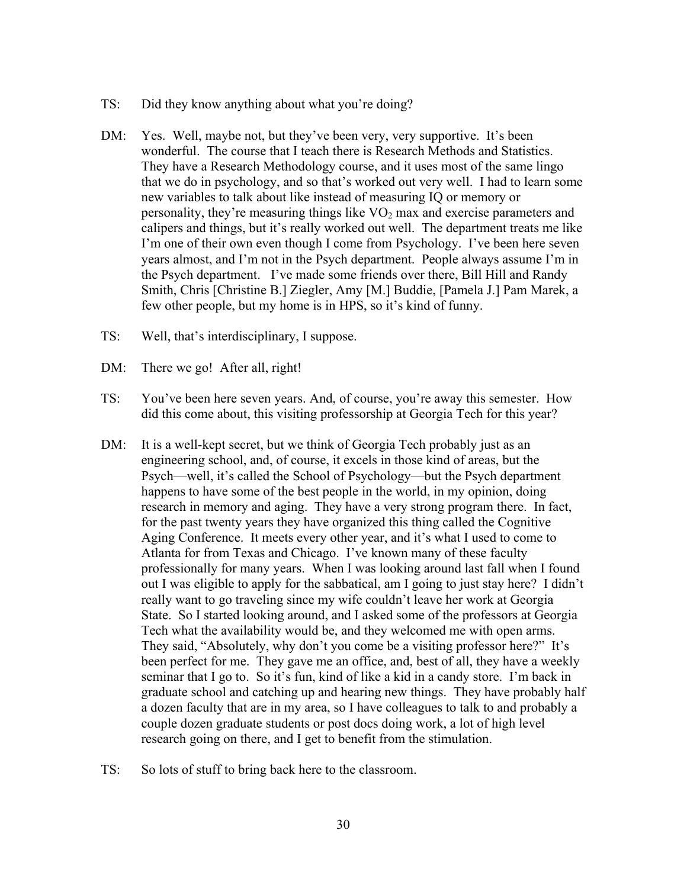TS: Did they know anything about what you're doing?

DM: Yes. Well, maybe not, but they've been very, very supportive. It's been wonderful. The course that I teach there is Research Methods and Statistics. They have a Research Methodology course, and it uses most of the same lingo that we do in psychology, and so that's worked out very well. I had to learn some new variables to talk about like instead of measuring IQ or memory or personality, they're measuring things like $VO_2$ max and exercise parameters and calipers and things, but it's really worked out well. The department treats me like I'm one of their own even though I come from Psychology. I've been here seven years almost, and I'm not in the Psych department. People always assume I'm in the Psych department. I've made some friends over there, Bill Hill and Randy Smith, Chris [Christine B.] Ziegler, Amy [M.] Buddie, [Pamela J.] Pam Marek, a few other people, but my home is in HPS, so it's kind of funny.

TS: Well, that's interdisciplinary, I suppose.

DM: There we go! After all, right!

TS: You've been here seven years. And, of course, you're away this semester. How did this come about, this visiting professorship at Georgia Tech for this year?

DM: It is a well-kept secret, but we think of Georgia Tech probably just as an engineering school, and, of course, it excels in those kind of areas, but the Psych—well, it's called the School of Psychology—but the Psych department happens to have some of the best people in the world, in my opinion, doing research in memory and aging. They have a very strong program there. In fact, for the past twenty years they have organized this thing called the Cognitive Aging Conference. It meets every other year, and it's what I used to come to Atlanta for from Texas and Chicago. I've known many of these faculty professionally for many years. When I was looking around last fall when I found out I was eligible to apply for the sabbatical, am I going to just stay here? I didn't really want to go traveling since my wife couldn't leave her work at Georgia State. So I started looking around, and I asked some of the professors at Georgia Tech what the availability would be, and they welcomed me with open arms. They said, "Absolutely, why don't you come be a visiting professor here?" It's been perfect for me. They gave me an office, and, best of all, they have a weekly seminar that I go to. So it's fun, kind of like a kid in a candy store. I'm back in graduate school and catching up and hearing new things. They have probably half a dozen faculty that are in my area, so I have colleagues to talk to and probably a couple dozen graduate students or post docs doing work, a lot of high level research going on there, and I get to benefit from the stimulation.

TS: So lots of stuff to bring back here to the classroom.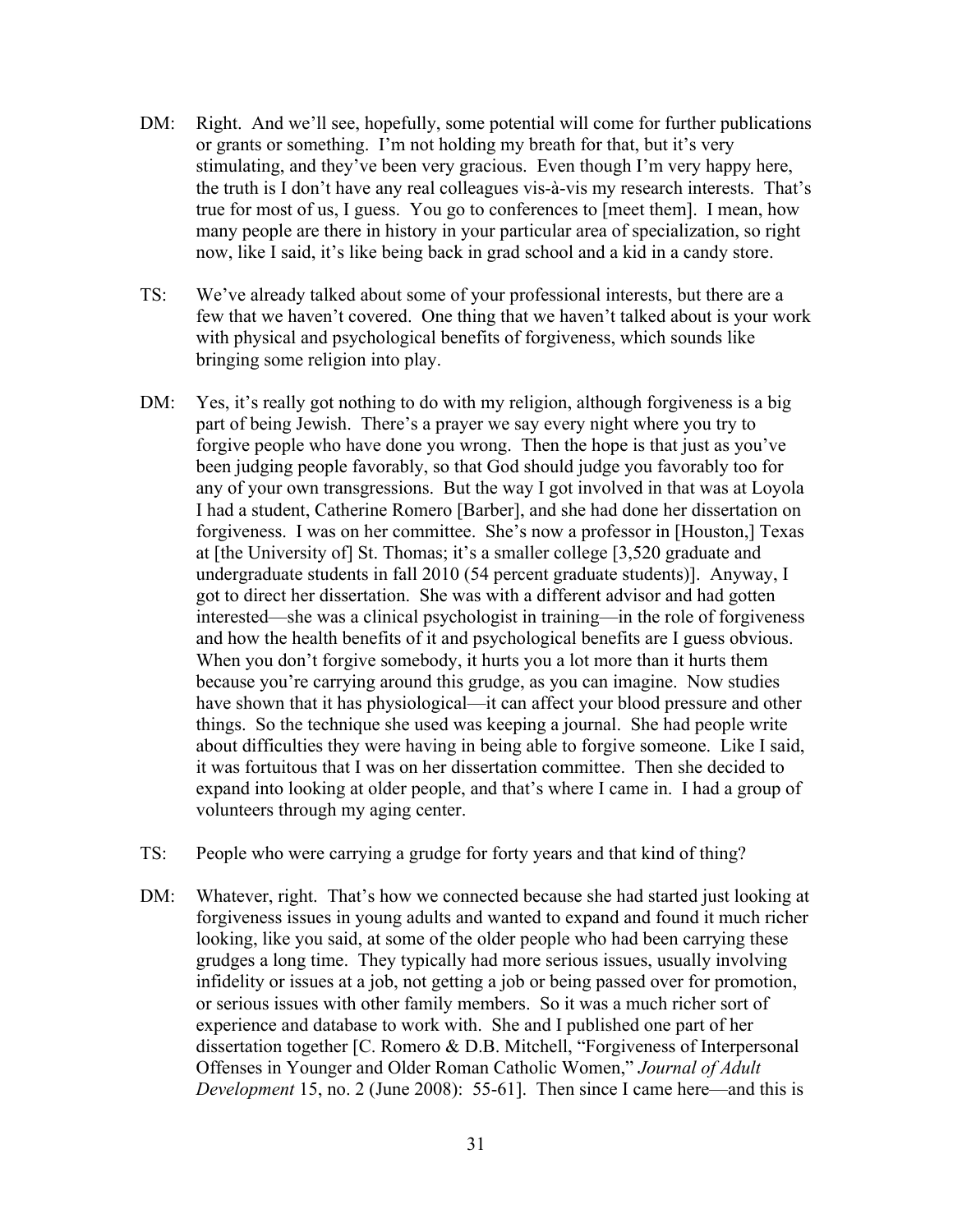DM: Right. And we'll see, hopefully, some potential will come for further publications or grants or something. I'm not holding my breath for that, but it's very stimulating, and they've been very gracious. Even though I'm very happy here, the truth is I don't have any real colleagues vis-à-vis my research interests. That's true for most of us, I guess. You go to conferences to [meet them]. I mean, how many people are there in history in your particular area of specialization, so right now, like I said, it's like being back in grad school and a kid in a candy store.

TS: We've already talked about some of your professional interests, but there are a few that we haven't covered. One thing that we haven't talked about is your work with physical and psychological benefits of forgiveness, which sounds like bringing some religion into play.

DM: Yes, it's really got nothing to do with my religion, although forgiveness is a big part of being Jewish. There's a prayer we say every night where you try to forgive people who have done you wrong. Then the hope is that just as you've been judging people favorably, so that God should judge you favorably too for any of your own transgressions. But the way I got involved in that was at Loyola I had a student, Catherine Romero [Barber], and she had done her dissertation on forgiveness. I was on her committee. She's now a professor in [Houston,] Texas at [the University of] St. Thomas; it's a smaller college [3,520 graduate and undergraduate students in fall 2010 (54 percent graduate students)]. Anyway, I got to direct her dissertation. She was with a different advisor and had gotten interested—she was a clinical psychologist in training—in the role of forgiveness and how the health benefits of it and psychological benefits are I guess obvious. When you don't forgive somebody, it hurts you a lot more than it hurts them because you're carrying around this grudge, as you can imagine. Now studies have shown that it has physiological—it can affect your blood pressure and other things. So the technique she used was keeping a journal. She had people write about difficulties they were having in being able to forgive someone. Like I said, it was fortuitous that I was on her dissertation committee. Then she decided to expand into looking at older people, and that's where I came in. I had a group of volunteers through my aging center.

TS: People who were carrying a grudge for forty years and that kind of thing?

DM: Whatever, right. That's how we connected because she had started just looking at forgiveness issues in young adults and wanted to expand and found it much richer looking, like you said, at some of the older people who had been carrying these grudges a long time. They typically had more serious issues, usually involving infidelity or issues at a job, not getting a job or being passed over for promotion, or serious issues with other family members. So it was a much richer sort of experience and database to work with. She and I published one part of her dissertation together [C. Romero & D.B. Mitchell, "Forgiveness of Interpersonal Offenses in Younger and Older Roman Catholic Women," *Journal of Adult Development* 15, no. 2 (June 2008): 55-61]. Then since I came here—and this is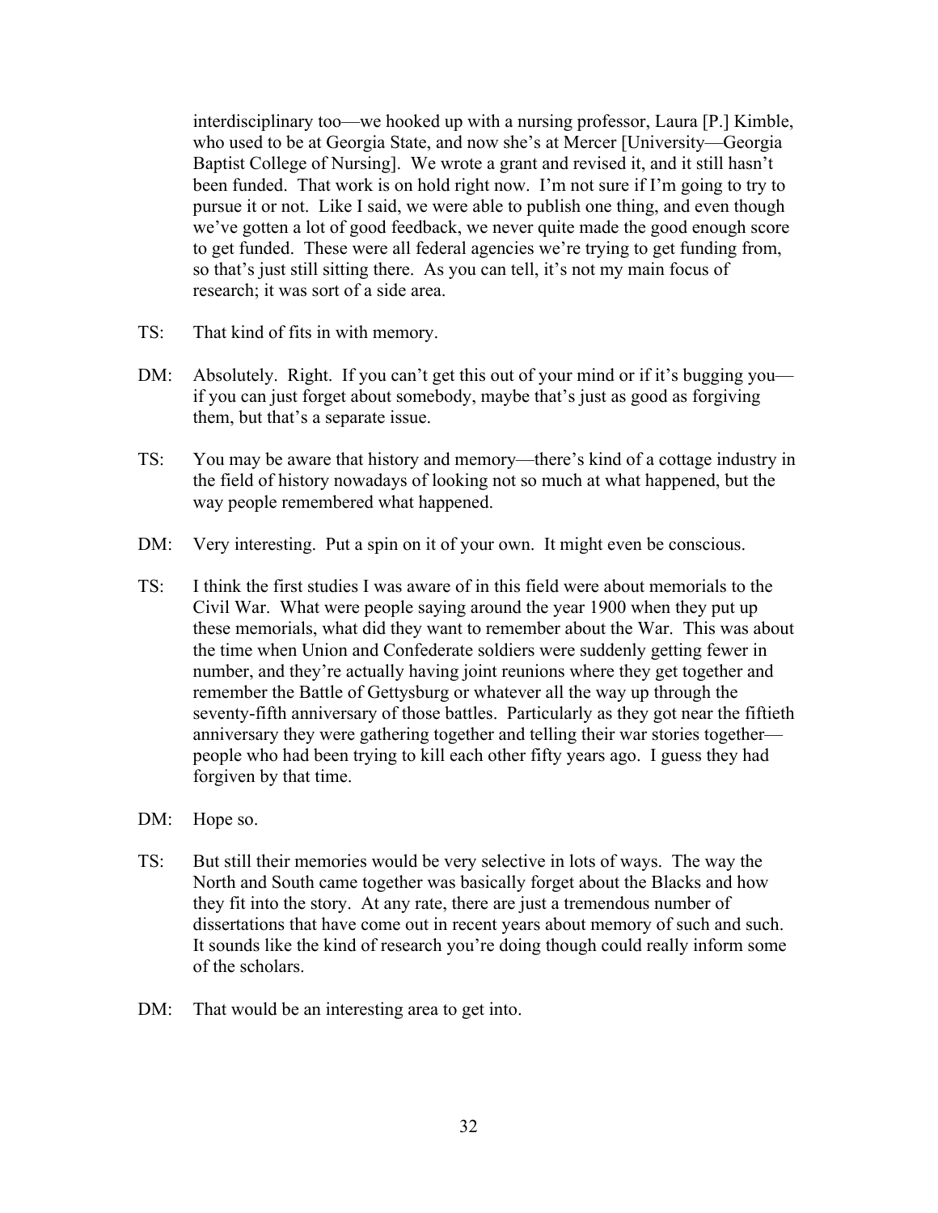interdisciplinary too—we hooked up with a nursing professor, Laura [P.] Kimble, who used to be at Georgia State, and now she's at Mercer [University—Georgia Baptist College of Nursing]. We wrote a grant and revised it, and it still hasn't been funded. That work is on hold right now. I'm not sure if I'm going to try to pursue it or not. Like I said, we were able to publish one thing, and even though we've gotten a lot of good feedback, we never quite made the good enough score to get funded. These were all federal agencies we're trying to get funding from, so that's just still sitting there. As you can tell, it's not my main focus of research; it was sort of a side area.

TS: That kind of fits in with memory.

DM: Absolutely. Right. If you can't get this out of your mind or if it's bugging you—if you can just forget about somebody, maybe that's just as good as forgiving them, but that's a separate issue.

TS: You may be aware that history and memory—there's kind of a cottage industry in the field of history nowadays of looking not so much at what happened, but the way people remembered what happened.

DM: Very interesting. Put a spin on it of your own. It might even be conscious.

TS: I think the first studies I was aware of in this field were about memorials to the Civil War. What were people saying around the year 1900 when they put up these memorials, what did they want to remember about the War. This was about the time when Union and Confederate soldiers were suddenly getting fewer in number, and they're actually having joint reunions where they get together and remember the Battle of Gettysburg or whatever all the way up through the seventy-fifth anniversary of those battles. Particularly as they got near the fiftieth anniversary they were gathering together and telling their war stories together—people who had been trying to kill each other fifty years ago. I guess they had forgiven by that time.

DM: Hope so.

TS: But still their memories would be very selective in lots of ways. The way the North and South came together was basically forget about the Blacks and how they fit into the story. At any rate, there are just a tremendous number of dissertations that have come out in recent years about memory of such and such. It sounds like the kind of research you're doing though could really inform some of the scholars.

DM: That would be an interesting area to get into.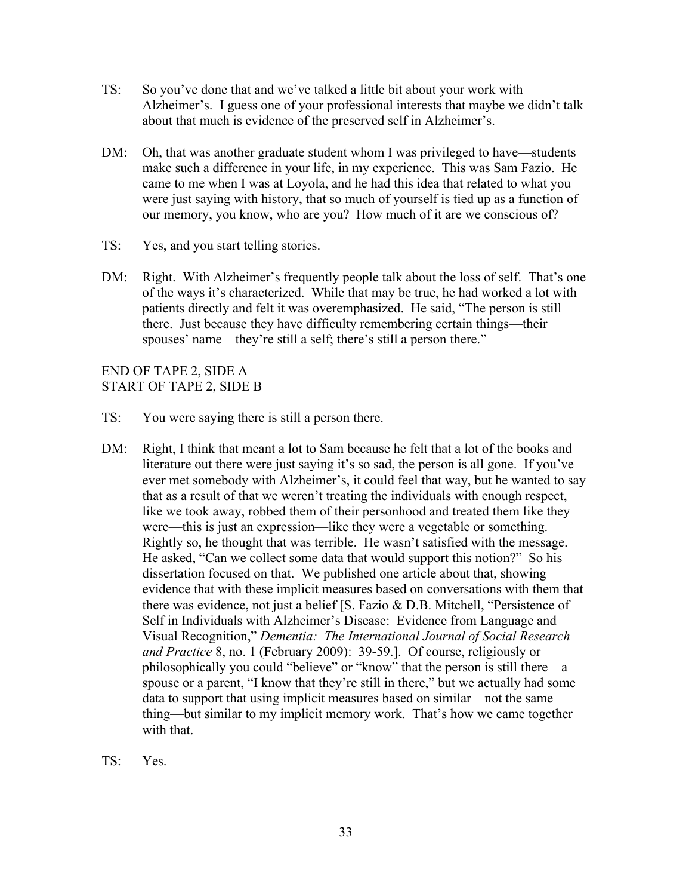TS: So you've done that and we've talked a little bit about your work with Alzheimer's. I guess one of your professional interests that maybe we didn't talk about that much is evidence of the preserved self in Alzheimer's.

DM: Oh, that was another graduate student whom I was privileged to have—students make such a difference in your life, in my experience. This was Sam Fazio. He came to me when I was at Loyola, and he had this idea that related to what you were just saying with history, that so much of yourself is tied up as a function of our memory, you know, who are you? How much of it are we conscious of?

TS: Yes, and you start telling stories.

DM: Right. With Alzheimer's frequently people talk about the loss of self. That's one of the ways it's characterized. While that may be true, he had worked a lot with patients directly and felt it was overemphasized. He said, "The person is still there. Just because they have difficulty remembering certain things—their spouses' name—they're still a self; there's still a person there."

END OF TAPE 2, SIDE A
START OF TAPE 2, SIDE B

TS: You were saying there is still a person there.

DM: Right, I think that meant a lot to Sam because he felt that a lot of the books and literature out there were just saying it's so sad, the person is all gone. If you've ever met somebody with Alzheimer's, it could feel that way, but he wanted to say that as a result of that we weren't treating the individuals with enough respect, like we took away, robbed them of their personhood and treated them like they were—this is just an expression—like they were a vegetable or something. Rightly so, he thought that was terrible. He wasn't satisfied with the message. He asked, "Can we collect some data that would support this notion?" So his dissertation focused on that. We published one article about that, showing evidence that with these implicit measures based on conversations with them that there was evidence, not just a belief [S. Fazio & D.B. Mitchell, "Persistence of Self in Individuals with Alzheimer's Disease: Evidence from Language and Visual Recognition," *Dementia: The International Journal of Social Research and Practice* 8, no. 1 (February 2009): 39-59.]. Of course, religiously or philosophically you could "believe" or "know" that the person is still there—a spouse or a parent, "I know that they're still in there," but we actually had some data to support that using implicit measures based on similar—not the same thing—but similar to my implicit memory work. That's how we came together with that.

TS: Yes.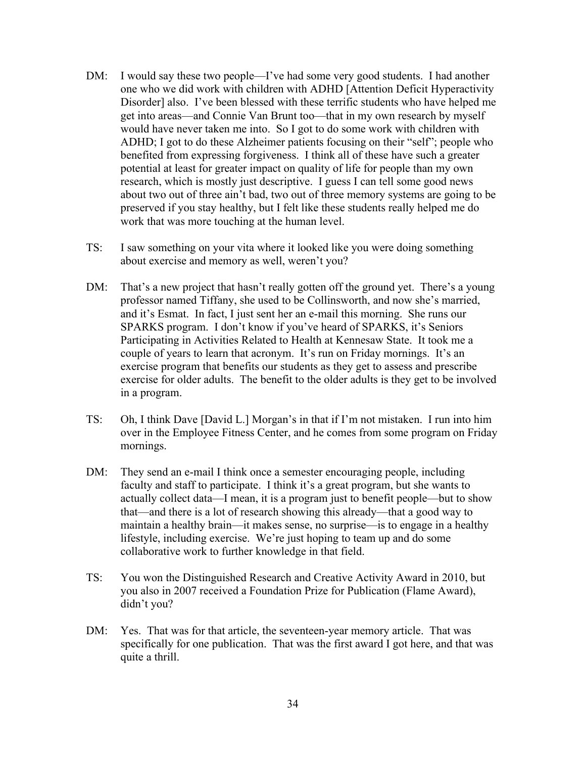DM: I would say these two people—I've had some very good students. I had another one who we did work with children with ADHD [Attention Deficit Hyperactivity Disorder] also. I've been blessed with these terrific students who have helped me get into areas—and Connie Van Brunt too—that in my own research by myself would have never taken me into. So I got to do some work with children with ADHD; I got to do these Alzheimer patients focusing on their "self"; people who benefited from expressing forgiveness. I think all of these have such a greater potential at least for greater impact on quality of life for people than my own research, which is mostly just descriptive. I guess I can tell some good news about two out of three ain't bad, two out of three memory systems are going to be preserved if you stay healthy, but I felt like these students really helped me do work that was more touching at the human level.

TS: I saw something on your vita where it looked like you were doing something about exercise and memory as well, weren't you?

DM: That's a new project that hasn't really gotten off the ground yet. There's a young professor named Tiffany, she used to be Collinsworth, and now she's married, and it's Esmat. In fact, I just sent her an e-mail this morning. She runs our SPARKS program. I don't know if you've heard of SPARKS, it's Seniors Participating in Activities Related to Health at Kennesaw State. It took me a couple of years to learn that acronym. It's run on Friday mornings. It's an exercise program that benefits our students as they get to assess and prescribe exercise for older adults. The benefit to the older adults is they get to be involved in a program.

TS: Oh, I think Dave [David L.] Morgan's in that if I'm not mistaken. I run into him over in the Employee Fitness Center, and he comes from some program on Friday mornings.

DM: They send an e-mail I think once a semester encouraging people, including faculty and staff to participate. I think it's a great program, but she wants to actually collect data—I mean, it is a program just to benefit people—but to show that—and there is a lot of research showing this already—that a good way to maintain a healthy brain—it makes sense, no surprise—is to engage in a healthy lifestyle, including exercise. We're just hoping to team up and do some collaborative work to further knowledge in that field.

TS: You won the Distinguished Research and Creative Activity Award in 2010, but you also in 2007 received a Foundation Prize for Publication (Flame Award), didn't you?

DM: Yes. That was for that article, the seventeen-year memory article. That was specifically for one publication. That was the first award I got here, and that was quite a thrill.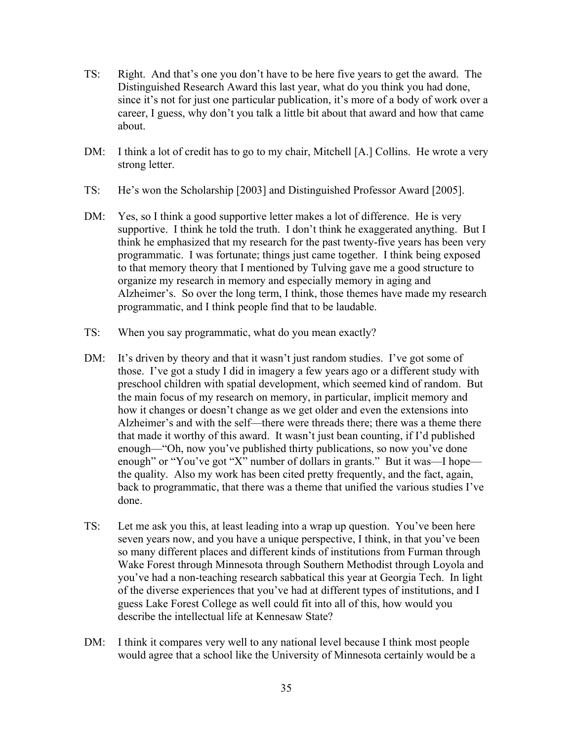TS: Right. And that's one you don't have to be here five years to get the award. The Distinguished Research Award this last year, what do you think you had done, since it's not for just one particular publication, it's more of a body of work over a career, I guess, why don't you talk a little bit about that award and how that came about.

DM: I think a lot of credit has to go to my chair, Mitchell [A.] Collins. He wrote a very strong letter.

TS: He's won the Scholarship [2003] and Distinguished Professor Award [2005].

DM: Yes, so I think a good supportive letter makes a lot of difference. He is very supportive. I think he told the truth. I don't think he exaggerated anything. But I think he emphasized that my research for the past twenty-five years has been very programmatic. I was fortunate; things just came together. I think being exposed to that memory theory that I mentioned by Tulving gave me a good structure to organize my research in memory and especially memory in aging and Alzheimer's. So over the long term, I think, those themes have made my research programmatic, and I think people find that to be laudable.

TS: When you say programmatic, what do you mean exactly?

DM: It's driven by theory and that it wasn't just random studies. I've got some of those. I've got a study I did in imagery a few years ago or a different study with preschool children with spatial development, which seemed kind of random. But the main focus of my research on memory, in particular, implicit memory and how it changes or doesn't change as we get older and even the extensions into Alzheimer's and with the self—there were threads there; there was a theme there that made it worthy of this award. It wasn't just bean counting, if I'd published enough—"Oh, now you've published thirty publications, so now you've done enough" or "You've got "X" number of dollars in grants." But it was—I hope—the quality. Also my work has been cited pretty frequently, and the fact, again, back to programmatic, that there was a theme that unified the various studies I've done.

TS: Let me ask you this, at least leading into a wrap up question. You've been here seven years now, and you have a unique perspective, I think, in that you've been so many different places and different kinds of institutions from Furman through Wake Forest through Minnesota through Southern Methodist through Loyola and you've had a non-teaching research sabbatical this year at Georgia Tech. In light of the diverse experiences that you've had at different types of institutions, and I guess Lake Forest College as well could fit into all of this, how would you describe the intellectual life at Kennesaw State?

DM: I think it compares very well to any national level because I think most people would agree that a school like the University of Minnesota certainly would be a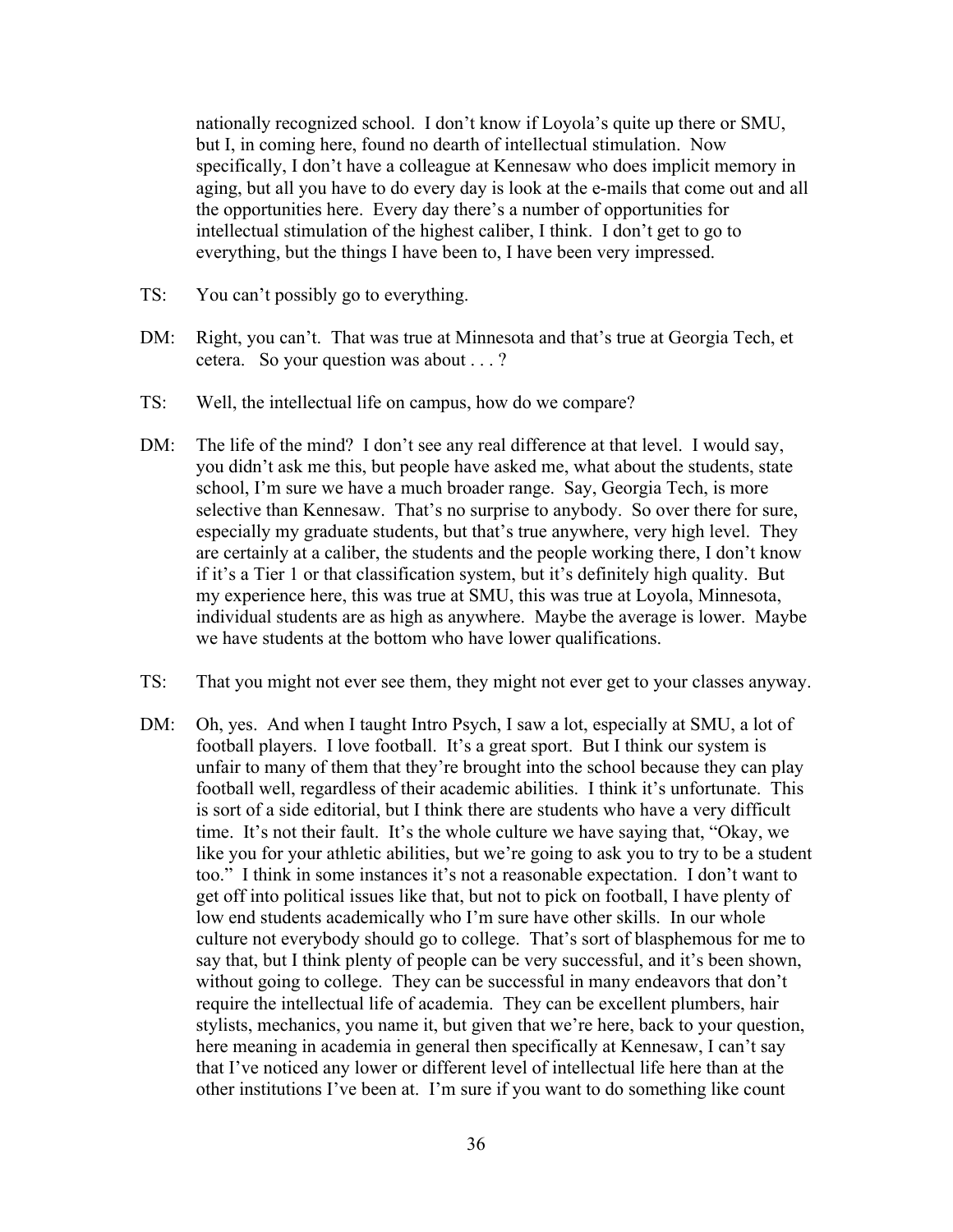nationally recognized school. I don't know if Loyola's quite up there or SMU, but I, in coming here, found no dearth of intellectual stimulation. Now specifically, I don't have a colleague at Kennesaw who does implicit memory in aging, but all you have to do every day is look at the e-mails that come out and all the opportunities here. Every day there's a number of opportunities for intellectual stimulation of the highest caliber, I think. I don't get to go to everything, but the things I have been to, I have been very impressed.

TS: You can't possibly go to everything.

DM: Right, you can't. That was true at Minnesota and that's true at Georgia Tech, et cetera. So your question was about . . . ?

TS: Well, the intellectual life on campus, how do we compare?

DM: The life of the mind? I don't see any real difference at that level. I would say, you didn't ask me this, but people have asked me, what about the students, state school, I'm sure we have a much broader range. Say, Georgia Tech, is more selective than Kennesaw. That's no surprise to anybody. So over there for sure, especially my graduate students, but that's true anywhere, very high level. They are certainly at a caliber, the students and the people working there, I don't know if it's a Tier 1 or that classification system, but it's definitely high quality. But my experience here, this was true at SMU, this was true at Loyola, Minnesota, individual students are as high as anywhere. Maybe the average is lower. Maybe we have students at the bottom who have lower qualifications.

TS: That you might not ever see them, they might not ever get to your classes anyway.

DM: Oh, yes. And when I taught Intro Psych, I saw a lot, especially at SMU, a lot of football players. I love football. It's a great sport. But I think our system is unfair to many of them that they're brought into the school because they can play football well, regardless of their academic abilities. I think it's unfortunate. This is sort of a side editorial, but I think there are students who have a very difficult time. It's not their fault. It's the whole culture we have saying that, "Okay, we like you for your athletic abilities, but we're going to ask you to try to be a student too." I think in some instances it's not a reasonable expectation. I don't want to get off into political issues like that, but not to pick on football, I have plenty of low end students academically who I'm sure have other skills. In our whole culture not everybody should go to college. That's sort of blasphemous for me to say that, but I think plenty of people can be very successful, and it's been shown, without going to college. They can be successful in many endeavors that don't require the intellectual life of academia. They can be excellent plumbers, hair stylists, mechanics, you name it, but given that we're here, back to your question, here meaning in academia in general then specifically at Kennesaw, I can't say that I've noticed any lower or different level of intellectual life here than at the other institutions I've been at. I'm sure if you want to do something like count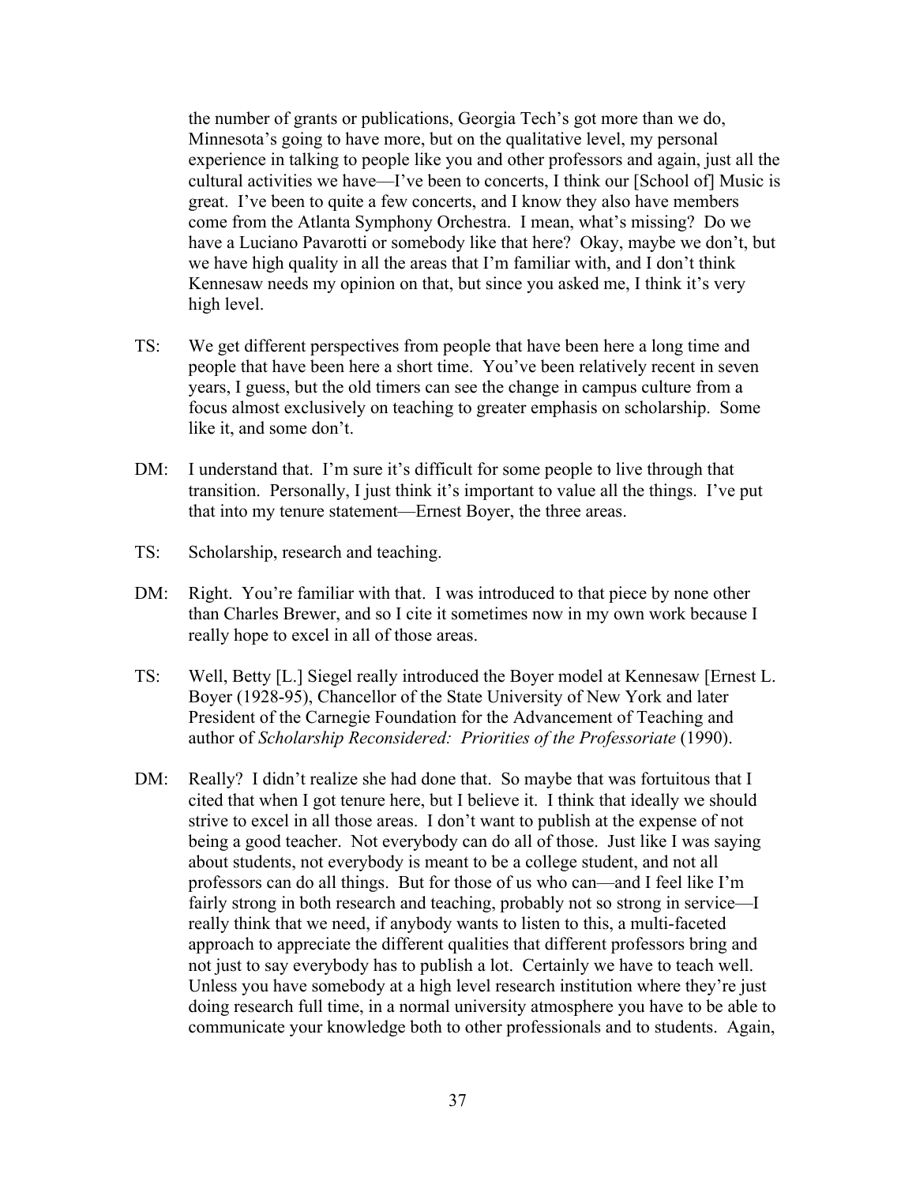the number of grants or publications, Georgia Tech's got more than we do, Minnesota's going to have more, but on the qualitative level, my personal experience in talking to people like you and other professors and again, just all the cultural activities we have—I've been to concerts, I think our [School of] Music is great. I've been to quite a few concerts, and I know they also have members come from the Atlanta Symphony Orchestra. I mean, what's missing? Do we have a Luciano Pavarotti or somebody like that here? Okay, maybe we don't, but we have high quality in all the areas that I'm familiar with, and I don't think Kennesaw needs my opinion on that, but since you asked me, I think it's very high level.

TS: We get different perspectives from people that have been here a long time and people that have been here a short time. You've been relatively recent in seven years, I guess, but the old timers can see the change in campus culture from a focus almost exclusively on teaching to greater emphasis on scholarship. Some like it, and some don't.

DM: I understand that. I'm sure it's difficult for some people to live through that transition. Personally, I just think it's important to value all the things. I've put that into my tenure statement—Ernest Boyer, the three areas.

TS: Scholarship, research and teaching.

DM: Right. You're familiar with that. I was introduced to that piece by none other than Charles Brewer, and so I cite it sometimes now in my own work because I really hope to excel in all of those areas.

TS: Well, Betty [L.] Siegel really introduced the Boyer model at Kennesaw [Ernest L. Boyer (1928-95), Chancellor of the State University of New York and later President of the Carnegie Foundation for the Advancement of Teaching and author of *Scholarship Reconsidered: Priorities of the Professoriate* (1990).

DM: Really? I didn't realize she had done that. So maybe that was fortuitous that I cited that when I got tenure here, but I believe it. I think that ideally we should strive to excel in all those areas. I don't want to publish at the expense of not being a good teacher. Not everybody can do all of those. Just like I was saying about students, not everybody is meant to be a college student, and not all professors can do all things. But for those of us who can—and I feel like I'm fairly strong in both research and teaching, probably not so strong in service—I really think that we need, if anybody wants to listen to this, a multi-faceted approach to appreciate the different qualities that different professors bring and not just to say everybody has to publish a lot. Certainly we have to teach well. Unless you have somebody at a high level research institution where they're just doing research full time, in a normal university atmosphere you have to be able to communicate your knowledge both to other professionals and to students. Again,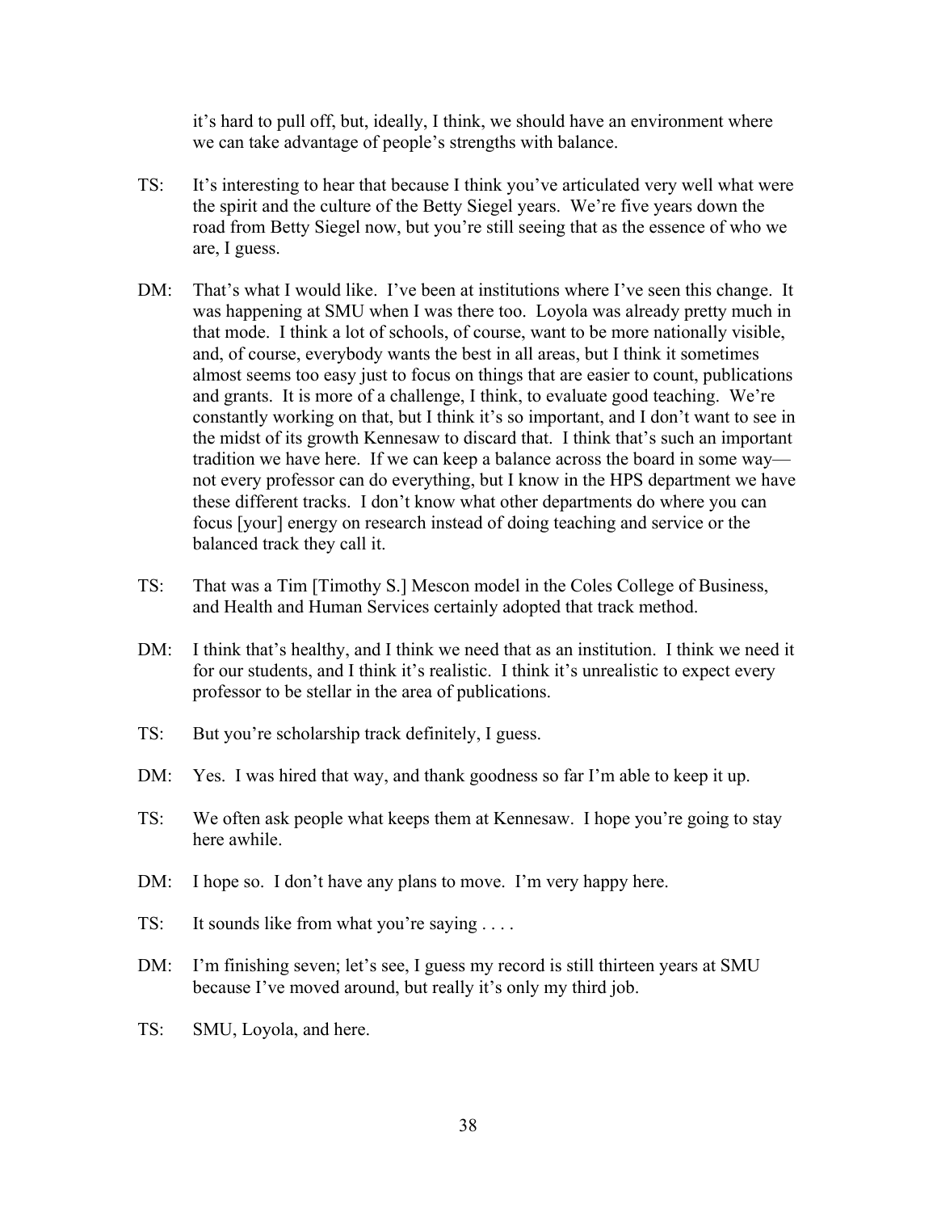it's hard to pull off, but, ideally, I think, we should have an environment where we can take advantage of people's strengths with balance.

TS: It's interesting to hear that because I think you've articulated very well what were the spirit and the culture of the Betty Siegel years. We're five years down the road from Betty Siegel now, but you're still seeing that as the essence of who we are, I guess.

DM: That's what I would like. I've been at institutions where I've seen this change. It was happening at SMU when I was there too. Loyola was already pretty much in that mode. I think a lot of schools, of course, want to be more nationally visible, and, of course, everybody wants the best in all areas, but I think it sometimes almost seems too easy just to focus on things that are easier to count, publications and grants. It is more of a challenge, I think, to evaluate good teaching. We're constantly working on that, but I think it's so important, and I don't want to see in the midst of its growth Kennesaw to discard that. I think that's such an important tradition we have here. If we can keep a balance across the board in some way—not every professor can do everything, but I know in the HPS department we have these different tracks. I don't know what other departments do where you can focus [your] energy on research instead of doing teaching and service or the balanced track they call it.

TS: That was a Tim [Timothy S.] Mescon model in the Coles College of Business, and Health and Human Services certainly adopted that track method.

DM: I think that's healthy, and I think we need that as an institution. I think we need it for our students, and I think it's realistic. I think it's unrealistic to expect every professor to be stellar in the area of publications.

TS: But you're scholarship track definitely, I guess.

DM: Yes. I was hired that way, and thank goodness so far I'm able to keep it up.

TS: We often ask people what keeps them at Kennesaw. I hope you're going to stay here awhile.

DM: I hope so. I don't have any plans to move. I'm very happy here.

TS: It sounds like from what you're saying . . . .

DM: I'm finishing seven; let's see, I guess my record is still thirteen years at SMU because I've moved around, but really it's only my third job.

TS: SMU, Loyola, and here.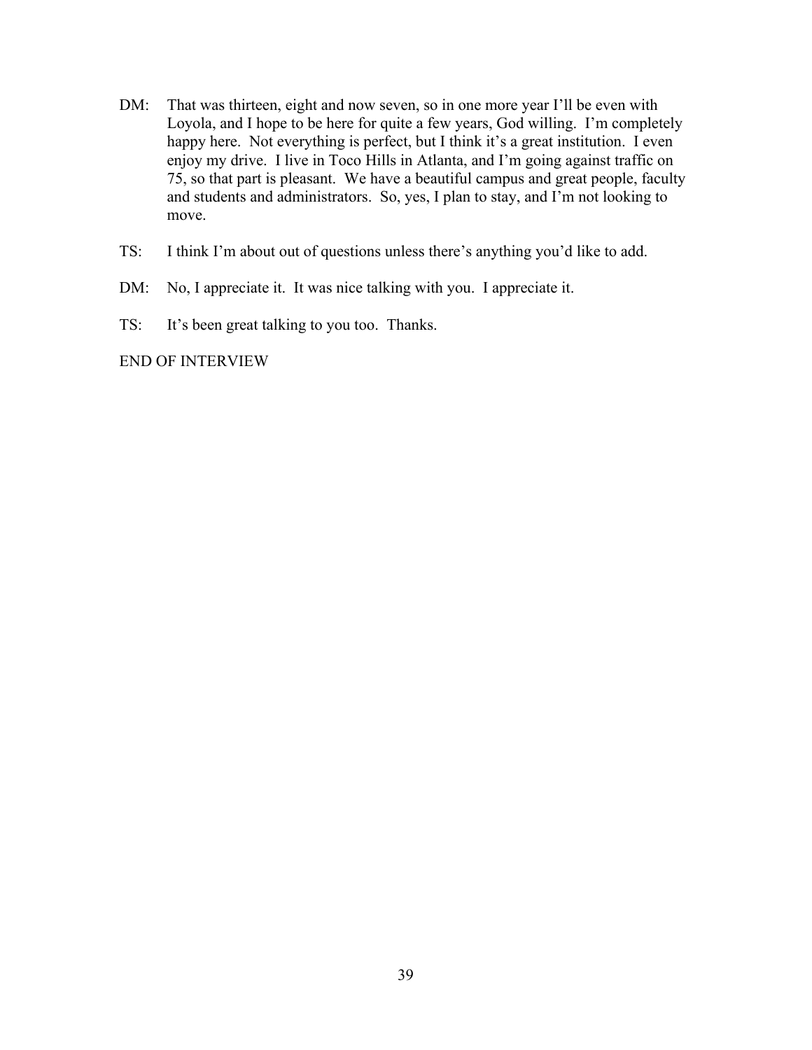DM: That was thirteen, eight and now seven, so in one more year I'll be even with Loyola, and I hope to be here for quite a few years, God willing. I'm completely happy here. Not everything is perfect, but I think it's a great institution. I even enjoy my drive. I live in Toco Hills in Atlanta, and I'm going against traffic on 75, so that part is pleasant. We have a beautiful campus and great people, faculty and students and administrators. So, yes, I plan to stay, and I'm not looking to move.

TS: I think I'm about out of questions unless there's anything you'd like to add.

DM: No, I appreciate it. It was nice talking with you. I appreciate it.

TS: It's been great talking to you too. Thanks.

END OF INTERVIEW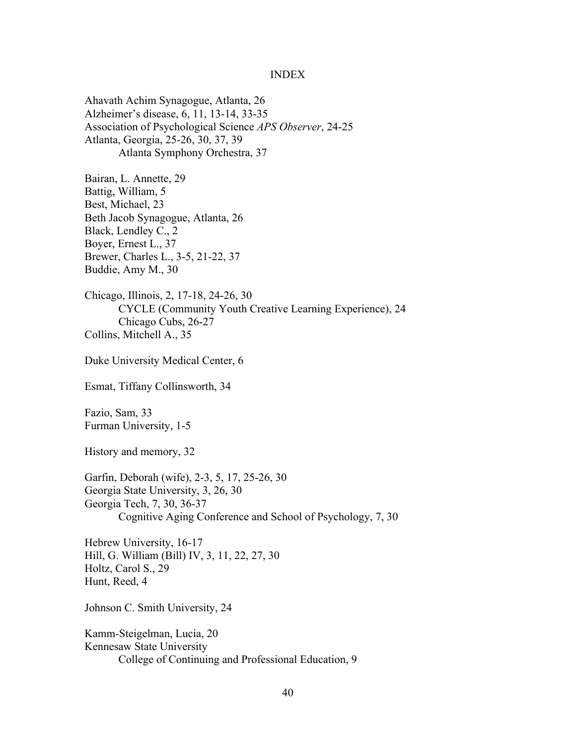# INDEX

Ahavath Achim Synagogue, Atlanta, 26
Alzheimer's disease, 6, 11, 13-14, 33-35
Association of Psychological Science *APS Observer*, 24-25
Atlanta, Georgia, 25-26, 30, 37, 39
    Atlanta Symphony Orchestra, 37

Bairan, L. Annette, 29
Battig, William, 5
Best, Michael, 23
Beth Jacob Synagogue, Atlanta, 26
Black, Lendley C., 2
Boyer, Ernest L., 37
Brewer, Charles L., 3-5, 21-22, 37
Buddie, Amy M., 30

Chicago, Illinois, 2, 17-18, 24-26, 30
    CYCLE (Community Youth Creative Learning Experience), 24
    Chicago Cubs, 26-27
Collins, Mitchell A., 35

Duke University Medical Center, 6

Esmat, Tiffany Collinsworth, 34

Fazio, Sam, 33
Furman University, 1-5

History and memory, 32

Garfin, Deborah (wife), 2-3, 5, 17, 25-26, 30
Georgia State University, 3, 26, 30
Georgia Tech, 7, 30, 36-37
    Cognitive Aging Conference and School of Psychology, 7, 30

Hebrew University, 16-17
Hill, G. William (Bill) IV, 3, 11, 22, 27, 30
Holtz, Carol S., 29
Hunt, Reed, 4

Johnson C. Smith University, 24

Kamm-Steigelman, Lucia, 20
Kennesaw State University
    College of Continuing and Professional Education, 9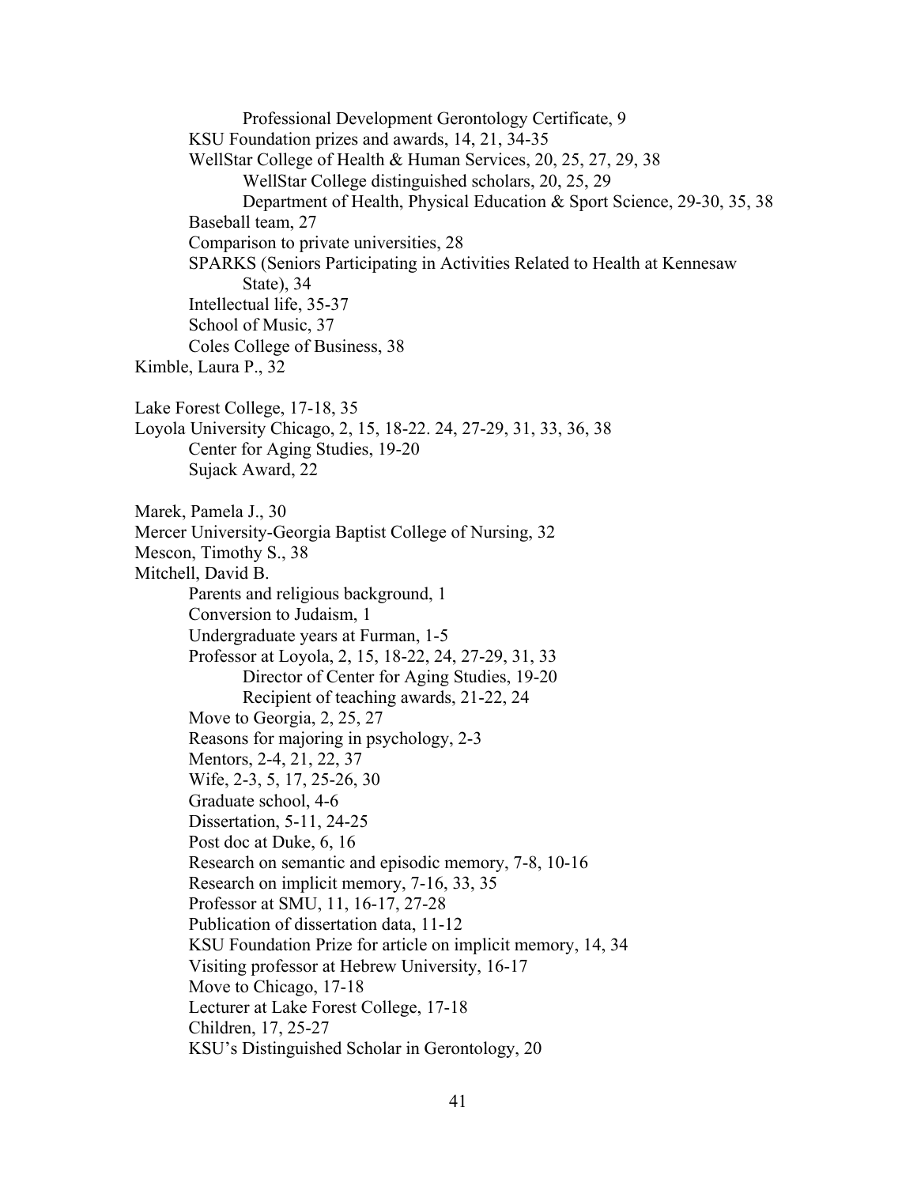Professional Development Gerontology Certificate, 9
KSU Foundation prizes and awards, 14, 21, 34-35
WellStar College of Health & Human Services, 20, 25, 27, 29, 38
WellStar College distinguished scholars, 20, 25, 29
Department of Health, Physical Education & Sport Science, 29-30, 35, 38
Baseball team, 27
Comparison to private universities, 28
SPARKS (Seniors Participating in Activities Related to Health at Kennesaw State), 34
Intellectual life, 35-37
School of Music, 37
Coles College of Business, 38

Kimble, Laura P., 32

Lake Forest College, 17-18, 35
Loyola University Chicago, 2, 15, 18-22. 24, 27-29, 31, 33, 36, 38
Center for Aging Studies, 19-20
Sujack Award, 22

Marek, Pamela J., 30
Mercer University-Georgia Baptist College of Nursing, 32
Mescon, Timothy S., 38
Mitchell, David B.
Parents and religious background, 1
Conversion to Judaism, 1
Undergraduate years at Furman, 1-5
Professor at Loyola, 2, 15, 18-22, 24, 27-29, 31, 33
Director of Center for Aging Studies, 19-20
Recipient of teaching awards, 21-22, 24
Move to Georgia, 2, 25, 27
Reasons for majoring in psychology, 2-3
Mentors, 2-4, 21, 22, 37
Wife, 2-3, 5, 17, 25-26, 30
Graduate school, 4-6
Dissertation, 5-11, 24-25
Post doc at Duke, 6, 16
Research on semantic and episodic memory, 7-8, 10-16
Research on implicit memory, 7-16, 33, 35
Professor at SMU, 11, 16-17, 27-28
Publication of dissertation data, 11-12
KSU Foundation Prize for article on implicit memory, 14, 34
Visiting professor at Hebrew University, 16-17
Move to Chicago, 17-18
Lecturer at Lake Forest College, 17-18
Children, 17, 25-27
KSU's Distinguished Scholar in Gerontology, 20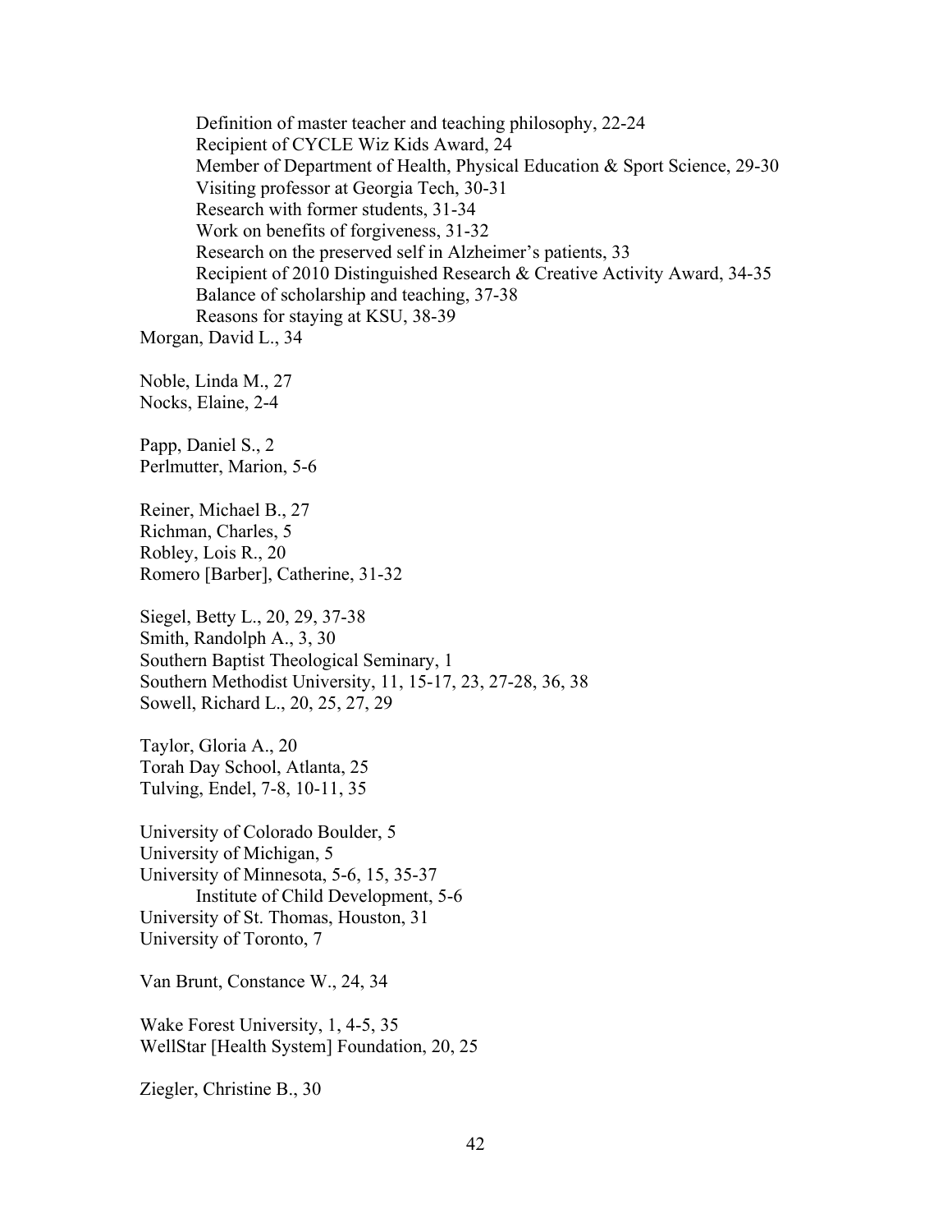Definition of master teacher and teaching philosophy, 22-24
    Recipient of CYCLE Wiz Kids Award, 24
    Member of Department of Health, Physical Education & Sport Science, 29-30
    Visiting professor at Georgia Tech, 30-31
    Research with former students, 31-34
    Work on benefits of forgiveness, 31-32
    Research on the preserved self in Alzheimer's patients, 33
    Recipient of 2010 Distinguished Research & Creative Activity Award, 34-35
    Balance of scholarship and teaching, 37-38
    Reasons for staying at KSU, 38-39

Morgan, David L., 34

Noble, Linda M., 27
Nocks, Elaine, 2-4

Papp, Daniel S., 2
Perlmutter, Marion, 5-6

Reiner, Michael B., 27
Richman, Charles, 5
Robley, Lois R., 20
Romero [Barber], Catherine, 31-32

Siegel, Betty L., 20, 29, 37-38
Smith, Randolph A., 3, 30
Southern Baptist Theological Seminary, 1
Southern Methodist University, 11, 15-17, 23, 27-28, 36, 38
Sowell, Richard L., 20, 25, 27, 29

Taylor, Gloria A., 20
Torah Day School, Atlanta, 25
Tulving, Endel, 7-8, 10-11, 35

University of Colorado Boulder, 5
University of Michigan, 5
University of Minnesota, 5-6, 15, 35-37
    Institute of Child Development, 5-6
University of St. Thomas, Houston, 31
University of Toronto, 7

Van Brunt, Constance W., 24, 34

Wake Forest University, 1, 4-5, 35
WellStar [Health System] Foundation, 20, 25

Ziegler, Christine B., 30